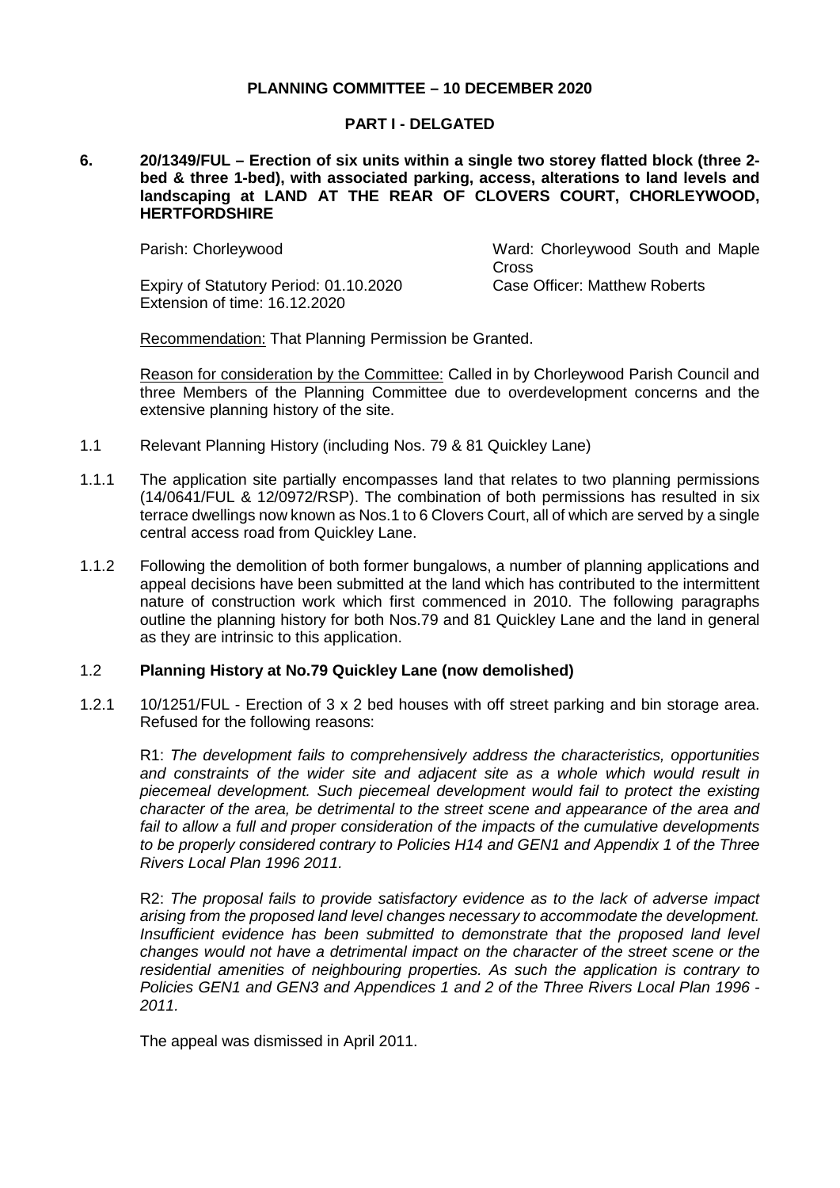**PLANNING COMMITTEE – 10 DECEMBER 2020**

**PART I - DELGATED**

**6. 20/1349/FUL – Erection of six units within a single two storey flatted block (three 2-bed & three 1-bed), with associated parking, access, alterations to land levels and landscaping at LAND AT THE REAR OF CLOVERS COURT, CHORLEYWOOD, HERTFORDSHIRE**

Parish: Chorleywood

Ward: Chorleywood South and Maple Cross

Expiry of Statutory Period: 01.10.2020

Case Officer: Matthew Roberts

Extension of time: 16.12.2020

Recommendation: That Planning Permission be Granted.

Reason for consideration by the Committee: Called in by Chorleywood Parish Council and three Members of the Planning Committee due to overdevelopment concerns and the extensive planning history of the site.

1.1 Relevant Planning History (including Nos. 79 & 81 Quickley Lane)

1.1.1 The application site partially encompasses land that relates to two planning permissions (14/0641/FUL & 12/0972/RSP). The combination of both permissions has resulted in six terrace dwellings now known as Nos.1 to 6 Clovers Court, all of which are served by a single central access road from Quickley Lane.

1.1.2 Following the demolition of both former bungalows, a number of planning applications and appeal decisions have been submitted at the land which has contributed to the intermittent nature of construction work which first commenced in 2010. The following paragraphs outline the planning history for both Nos.79 and 81 Quickley Lane and the land in general as they are intrinsic to this application.

### 1.2 Planning History at No.79 Quickley Lane (now demolished)

1.2.1 10/1251/FUL - Erection of 3 x 2 bed houses with off street parking and bin storage area. Refused for the following reasons:

R1: *The development fails to comprehensively address the characteristics, opportunities and constraints of the wider site and adjacent site as a whole which would result in piecemeal development. Such piecemeal development would fail to protect the existing character of the area, be detrimental to the street scene and appearance of the area and fail to allow a full and proper consideration of the impacts of the cumulative developments to be properly considered contrary to Policies H14 and GEN1 and Appendix 1 of the Three Rivers Local Plan 1996 2011.*

R2: *The proposal fails to provide satisfactory evidence as to the lack of adverse impact arising from the proposed land level changes necessary to accommodate the development. Insufficient evidence has been submitted to demonstrate that the proposed land level changes would not have a detrimental impact on the character of the street scene or the residential amenities of neighbouring properties. As such the application is contrary to Policies GEN1 and GEN3 and Appendices 1 and 2 of the Three Rivers Local Plan 1996 - 2011.*

The appeal was dismissed in April 2011.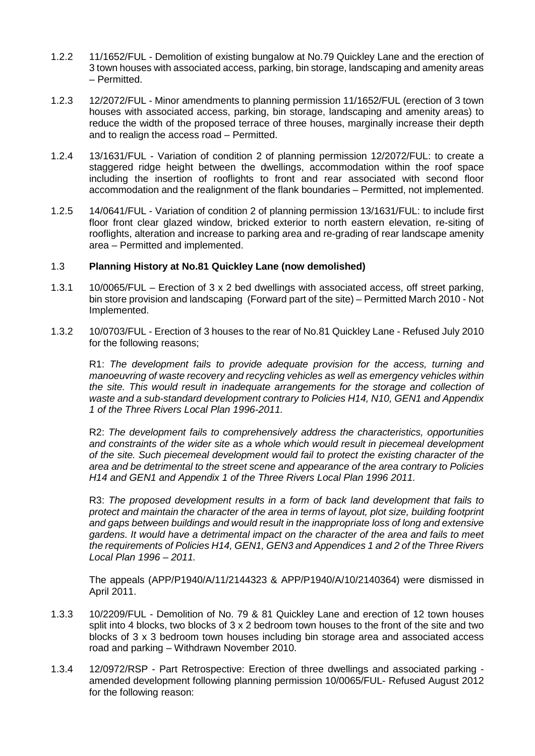1.2.2 11/1652/FUL - Demolition of existing bungalow at No.79 Quickley Lane and the erection of 3 town houses with associated access, parking, bin storage, landscaping and amenity areas – Permitted.

1.2.3 12/2072/FUL - Minor amendments to planning permission 11/1652/FUL (erection of 3 town houses with associated access, parking, bin storage, landscaping and amenity areas) to reduce the width of the proposed terrace of three houses, marginally increase their depth and to realign the access road – Permitted.

1.2.4 13/1631/FUL - Variation of condition 2 of planning permission 12/2072/FUL: to create a staggered ridge height between the dwellings, accommodation within the roof space including the insertion of rooflights to front and rear associated with second floor accommodation and the realignment of the flank boundaries – Permitted, not implemented.

1.2.5 14/0641/FUL - Variation of condition 2 of planning permission 13/1631/FUL: to include first floor front clear glazed window, bricked exterior to north eastern elevation, re-siting of rooflights, alteration and increase to parking area and re-grading of rear landscape amenity area – Permitted and implemented.

## 1.3 Planning History at No.81 Quickley Lane (now demolished)

1.3.1 10/0065/FUL – Erection of 3 x 2 bed dwellings with associated access, off street parking, bin store provision and landscaping (Forward part of the site) – Permitted March 2010 - Not Implemented.

1.3.2 10/0703/FUL - Erection of 3 houses to the rear of No.81 Quickley Lane - Refused July 2010 for the following reasons;

R1: *The development fails to provide adequate provision for the access, turning and manoeuvring of waste recovery and recycling vehicles as well as emergency vehicles within the site. This would result in inadequate arrangements for the storage and collection of waste and a sub-standard development contrary to Policies H14, N10, GEN1 and Appendix 1 of the Three Rivers Local Plan 1996-2011.*

R2: *The development fails to comprehensively address the characteristics, opportunities and constraints of the wider site as a whole which would result in piecemeal development of the site. Such piecemeal development would fail to protect the existing character of the area and be detrimental to the street scene and appearance of the area contrary to Policies H14 and GEN1 and Appendix 1 of the Three Rivers Local Plan 1996 2011.*

R3: *The proposed development results in a form of back land development that fails to protect and maintain the character of the area in terms of layout, plot size, building footprint and gaps between buildings and would result in the inappropriate loss of long and extensive gardens. It would have a detrimental impact on the character of the area and fails to meet the requirements of Policies H14, GEN1, GEN3 and Appendices 1 and 2 of the Three Rivers Local Plan 1996 – 2011.*

The appeals (APP/P1940/A/11/2144323 & APP/P1940/A/10/2140364) were dismissed in April 2011.

1.3.3 10/2209/FUL - Demolition of No. 79 & 81 Quickley Lane and erection of 12 town houses split into 4 blocks, two blocks of 3 x 2 bedroom town houses to the front of the site and two blocks of 3 x 3 bedroom town houses including bin storage area and associated access road and parking – Withdrawn November 2010.

1.3.4 12/0972/RSP - Part Retrospective: Erection of three dwellings and associated parking - amended development following planning permission 10/0065/FUL- Refused August 2012 for the following reason: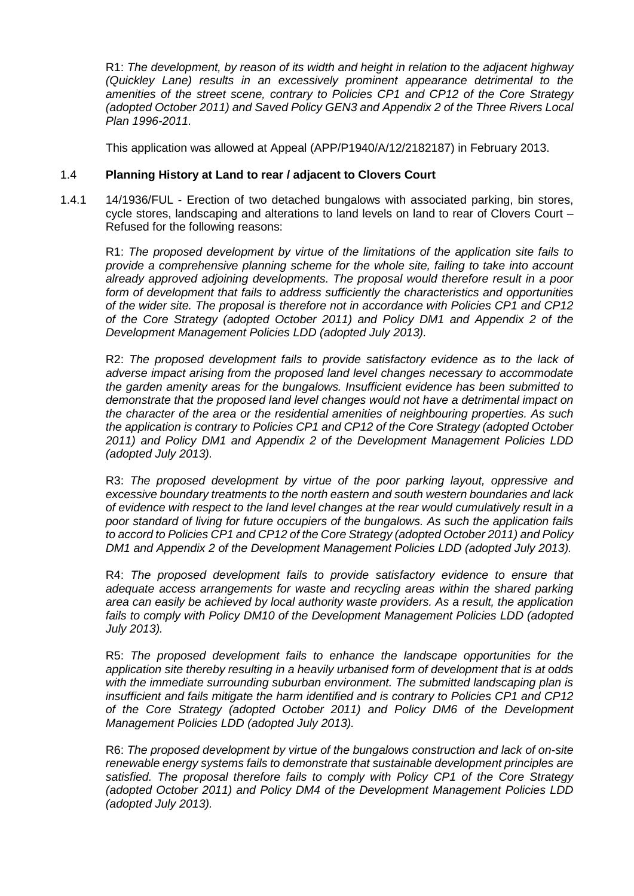R1: *The development, by reason of its width and height in relation to the adjacent highway (Quickley Lane) results in an excessively prominent appearance detrimental to the amenities of the street scene, contrary to Policies CP1 and CP12 of the Core Strategy (adopted October 2011) and Saved Policy GEN3 and Appendix 2 of the Three Rivers Local Plan 1996-2011.*

This application was allowed at Appeal (APP/P1940/A/12/2182187) in February 2013.

### 1.4 Planning History at Land to rear / adjacent to Clovers Court

1.4.1 14/1936/FUL - Erection of two detached bungalows with associated parking, bin stores, cycle stores, landscaping and alterations to land levels on land to rear of Clovers Court – Refused for the following reasons:

R1: *The proposed development by virtue of the limitations of the application site fails to provide a comprehensive planning scheme for the whole site, failing to take into account already approved adjoining developments. The proposal would therefore result in a poor form of development that fails to address sufficiently the characteristics and opportunities of the wider site. The proposal is therefore not in accordance with Policies CP1 and CP12 of the Core Strategy (adopted October 2011) and Policy DM1 and Appendix 2 of the Development Management Policies LDD (adopted July 2013).*

R2: *The proposed development fails to provide satisfactory evidence as to the lack of adverse impact arising from the proposed land level changes necessary to accommodate the garden amenity areas for the bungalows. Insufficient evidence has been submitted to demonstrate that the proposed land level changes would not have a detrimental impact on the character of the area or the residential amenities of neighbouring properties. As such the application is contrary to Policies CP1 and CP12 of the Core Strategy (adopted October 2011) and Policy DM1 and Appendix 2 of the Development Management Policies LDD (adopted July 2013).*

R3: *The proposed development by virtue of the poor parking layout, oppressive and excessive boundary treatments to the north eastern and south western boundaries and lack of evidence with respect to the land level changes at the rear would cumulatively result in a poor standard of living for future occupiers of the bungalows. As such the application fails to accord to Policies CP1 and CP12 of the Core Strategy (adopted October 2011) and Policy DM1 and Appendix 2 of the Development Management Policies LDD (adopted July 2013).*

R4: *The proposed development fails to provide satisfactory evidence to ensure that adequate access arrangements for waste and recycling areas within the shared parking area can easily be achieved by local authority waste providers. As a result, the application fails to comply with Policy DM10 of the Development Management Policies LDD (adopted July 2013).*

R5: *The proposed development fails to enhance the landscape opportunities for the application site thereby resulting in a heavily urbanised form of development that is at odds with the immediate surrounding suburban environment. The submitted landscaping plan is insufficient and fails mitigate the harm identified and is contrary to Policies CP1 and CP12 of the Core Strategy (adopted October 2011) and Policy DM6 of the Development Management Policies LDD (adopted July 2013).*

R6: *The proposed development by virtue of the bungalows construction and lack of on-site renewable energy systems fails to demonstrate that sustainable development principles are satisfied. The proposal therefore fails to comply with Policy CP1 of the Core Strategy (adopted October 2011) and Policy DM4 of the Development Management Policies LDD (adopted July 2013).*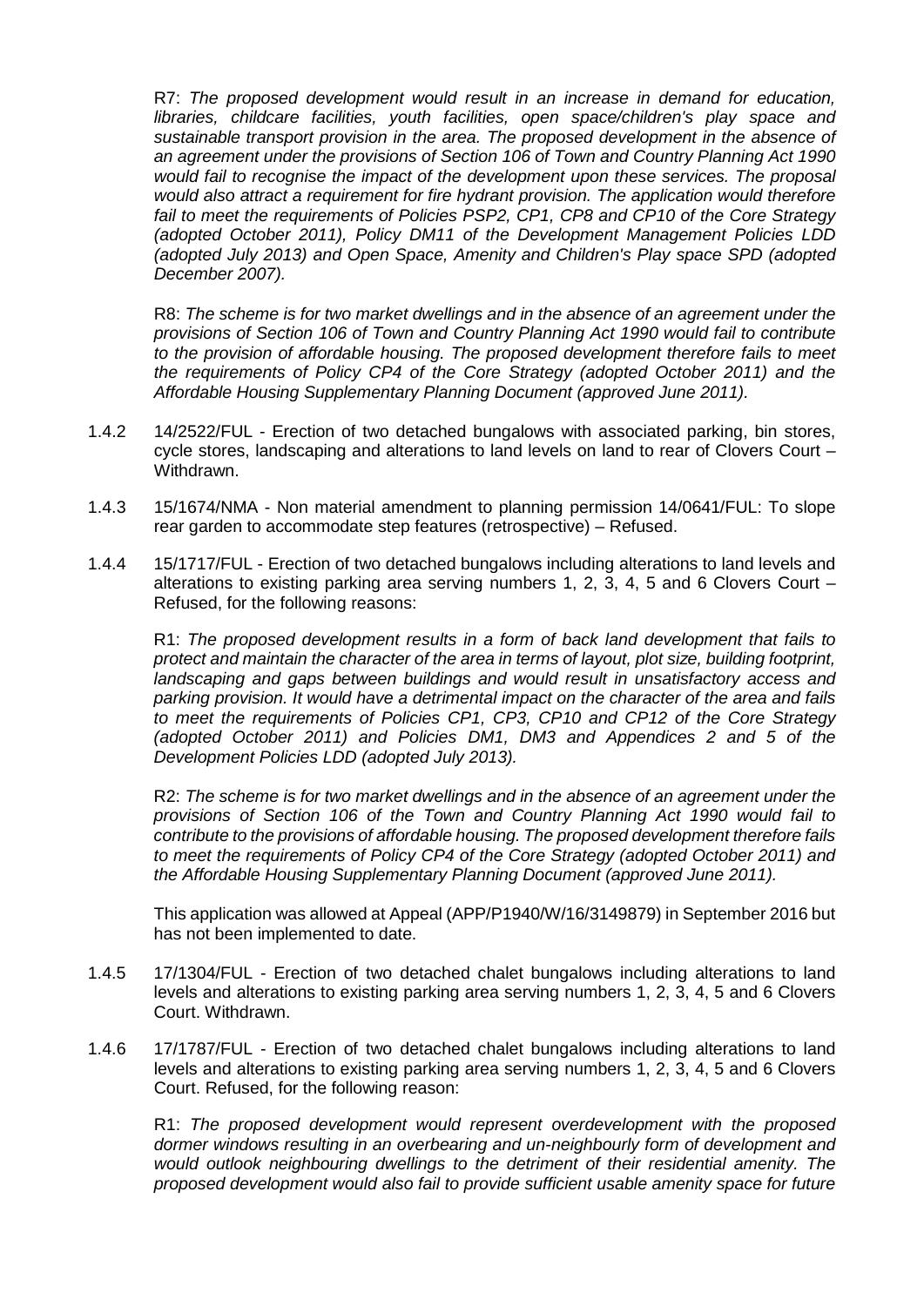R7: *The proposed development would result in an increase in demand for education, libraries, childcare facilities, youth facilities, open space/children's play space and sustainable transport provision in the area. The proposed development in the absence of an agreement under the provisions of Section 106 of Town and Country Planning Act 1990 would fail to recognise the impact of the development upon these services. The proposal would also attract a requirement for fire hydrant provision. The application would therefore fail to meet the requirements of Policies PSP2, CP1, CP8 and CP10 of the Core Strategy (adopted October 2011), Policy DM11 of the Development Management Policies LDD (adopted July 2013) and Open Space, Amenity and Children's Play space SPD (adopted December 2007).*

R8: *The scheme is for two market dwellings and in the absence of an agreement under the provisions of Section 106 of Town and Country Planning Act 1990 would fail to contribute to the provision of affordable housing. The proposed development therefore fails to meet the requirements of Policy CP4 of the Core Strategy (adopted October 2011) and the Affordable Housing Supplementary Planning Document (approved June 2011).*

1.4.2 14/2522/FUL - Erection of two detached bungalows with associated parking, bin stores, cycle stores, landscaping and alterations to land levels on land to rear of Clovers Court – Withdrawn.

1.4.3 15/1674/NMA - Non material amendment to planning permission 14/0641/FUL: To slope rear garden to accommodate step features (retrospective) – Refused.

1.4.4 15/1717/FUL - Erection of two detached bungalows including alterations to land levels and alterations to existing parking area serving numbers 1, 2, 3, 4, 5 and 6 Clovers Court – Refused, for the following reasons:

R1: *The proposed development results in a form of back land development that fails to protect and maintain the character of the area in terms of layout, plot size, building footprint, landscaping and gaps between buildings and would result in unsatisfactory access and parking provision. It would have a detrimental impact on the character of the area and fails to meet the requirements of Policies CP1, CP3, CP10 and CP12 of the Core Strategy (adopted October 2011) and Policies DM1, DM3 and Appendices 2 and 5 of the Development Policies LDD (adopted July 2013).*

R2: *The scheme is for two market dwellings and in the absence of an agreement under the provisions of Section 106 of the Town and Country Planning Act 1990 would fail to contribute to the provisions of affordable housing. The proposed development therefore fails to meet the requirements of Policy CP4 of the Core Strategy (adopted October 2011) and the Affordable Housing Supplementary Planning Document (approved June 2011).*

This application was allowed at Appeal (APP/P1940/W/16/3149879) in September 2016 but has not been implemented to date.

1.4.5 17/1304/FUL - Erection of two detached chalet bungalows including alterations to land levels and alterations to existing parking area serving numbers 1, 2, 3, 4, 5 and 6 Clovers Court. Withdrawn.

1.4.6 17/1787/FUL - Erection of two detached chalet bungalows including alterations to land levels and alterations to existing parking area serving numbers 1, 2, 3, 4, 5 and 6 Clovers Court. Refused, for the following reason:

R1: *The proposed development would represent overdevelopment with the proposed dormer windows resulting in an overbearing and un-neighbourly form of development and would outlook neighbouring dwellings to the detriment of their residential amenity. The proposed development would also fail to provide sufficient usable amenity space for future*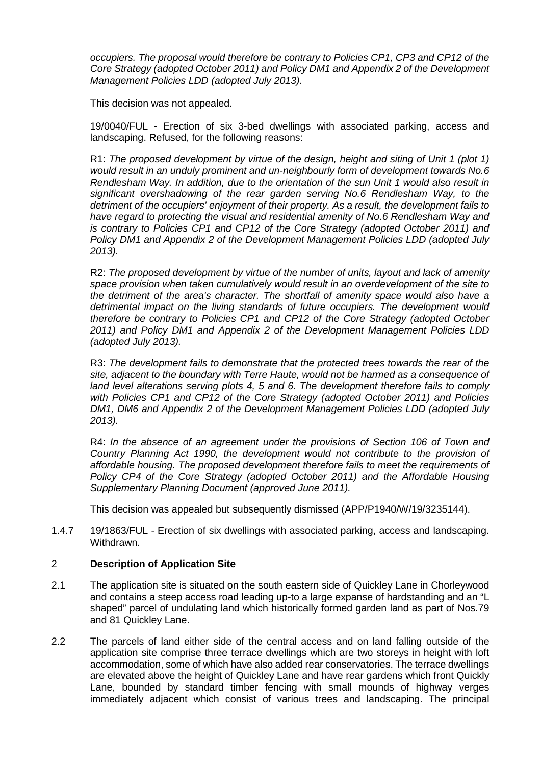*occupiers. The proposal would therefore be contrary to Policies CP1, CP3 and CP12 of the Core Strategy (adopted October 2011) and Policy DM1 and Appendix 2 of the Development Management Policies LDD (adopted July 2013).*

This decision was not appealed.

19/0040/FUL - Erection of six 3-bed dwellings with associated parking, access and landscaping. Refused, for the following reasons:

R1: *The proposed development by virtue of the design, height and siting of Unit 1 (plot 1) would result in an unduly prominent and un-neighbourly form of development towards No.6 Rendlesham Way. In addition, due to the orientation of the sun Unit 1 would also result in significant overshadowing of the rear garden serving No.6 Rendlesham Way, to the detriment of the occupiers' enjoyment of their property. As a result, the development fails to have regard to protecting the visual and residential amenity of No.6 Rendlesham Way and is contrary to Policies CP1 and CP12 of the Core Strategy (adopted October 2011) and Policy DM1 and Appendix 2 of the Development Management Policies LDD (adopted July 2013).*

R2: *The proposed development by virtue of the number of units, layout and lack of amenity space provision when taken cumulatively would result in an overdevelopment of the site to the detriment of the area's character. The shortfall of amenity space would also have a detrimental impact on the living standards of future occupiers. The development would therefore be contrary to Policies CP1 and CP12 of the Core Strategy (adopted October 2011) and Policy DM1 and Appendix 2 of the Development Management Policies LDD (adopted July 2013).*

R3: *The development fails to demonstrate that the protected trees towards the rear of the site, adjacent to the boundary with Terre Haute, would not be harmed as a consequence of land level alterations serving plots 4, 5 and 6. The development therefore fails to comply with Policies CP1 and CP12 of the Core Strategy (adopted October 2011) and Policies DM1, DM6 and Appendix 2 of the Development Management Policies LDD (adopted July 2013).*

R4: *In the absence of an agreement under the provisions of Section 106 of Town and Country Planning Act 1990, the development would not contribute to the provision of affordable housing. The proposed development therefore fails to meet the requirements of Policy CP4 of the Core Strategy (adopted October 2011) and the Affordable Housing Supplementary Planning Document (approved June 2011).*

This decision was appealed but subsequently dismissed (APP/P1940/W/19/3235144).

1.4.7 19/1863/FUL - Erection of six dwellings with associated parking, access and landscaping. Withdrawn.

## 2 Description of Application Site

2.1 The application site is situated on the south eastern side of Quickley Lane in Chorleywood and contains a steep access road leading up-to a large expanse of hardstanding and an "L shaped" parcel of undulating land which historically formed garden land as part of Nos.79 and 81 Quickley Lane.

2.2 The parcels of land either side of the central access and on land falling outside of the application site comprise three terrace dwellings which are two storeys in height with loft accommodation, some of which have also added rear conservatories. The terrace dwellings are elevated above the height of Quickley Lane and have rear gardens which front Quickly Lane, bounded by standard timber fencing with small mounds of highway verges immediately adjacent which consist of various trees and landscaping. The principal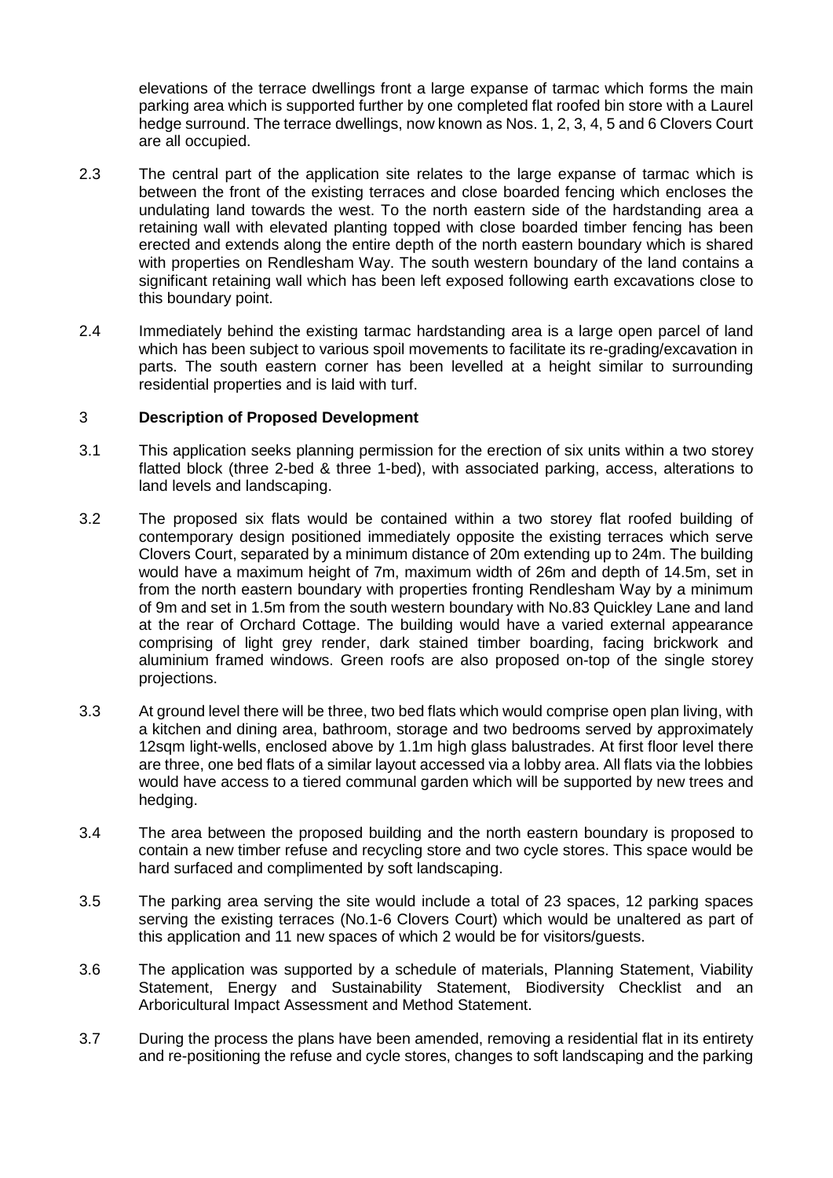elevations of the terrace dwellings front a large expanse of tarmac which forms the main parking area which is supported further by one completed flat roofed bin store with a Laurel hedge surround. The terrace dwellings, now known as Nos. 1, 2, 3, 4, 5 and 6 Clovers Court are all occupied.

2.3 The central part of the application site relates to the large expanse of tarmac which is between the front of the existing terraces and close boarded fencing which encloses the undulating land towards the west. To the north eastern side of the hardstanding area a retaining wall with elevated planting topped with close boarded timber fencing has been erected and extends along the entire depth of the north eastern boundary which is shared with properties on Rendlesham Way. The south western boundary of the land contains a significant retaining wall which has been left exposed following earth excavations close to this boundary point.

2.4 Immediately behind the existing tarmac hardstanding area is a large open parcel of land which has been subject to various spoil movements to facilitate its re-grading/excavation in parts. The south eastern corner has been levelled at a height similar to surrounding residential properties and is laid with turf.

## 3 Description of Proposed Development

3.1 This application seeks planning permission for the erection of six units within a two storey flatted block (three 2-bed & three 1-bed), with associated parking, access, alterations to land levels and landscaping.

3.2 The proposed six flats would be contained within a two storey flat roofed building of contemporary design positioned immediately opposite the existing terraces which serve Clovers Court, separated by a minimum distance of 20m extending up to 24m. The building would have a maximum height of 7m, maximum width of 26m and depth of 14.5m, set in from the north eastern boundary with properties fronting Rendlesham Way by a minimum of 9m and set in 1.5m from the south western boundary with No.83 Quickley Lane and land at the rear of Orchard Cottage. The building would have a varied external appearance comprising of light grey render, dark stained timber boarding, facing brickwork and aluminium framed windows. Green roofs are also proposed on-top of the single storey projections.

3.3 At ground level there will be three, two bed flats which would comprise open plan living, with a kitchen and dining area, bathroom, storage and two bedrooms served by approximately 12sqm light-wells, enclosed above by 1.1m high glass balustrades. At first floor level there are three, one bed flats of a similar layout accessed via a lobby area. All flats via the lobbies would have access to a tiered communal garden which will be supported by new trees and hedging.

3.4 The area between the proposed building and the north eastern boundary is proposed to contain a new timber refuse and recycling store and two cycle stores. This space would be hard surfaced and complimented by soft landscaping.

3.5 The parking area serving the site would include a total of 23 spaces, 12 parking spaces serving the existing terraces (No.1-6 Clovers Court) which would be unaltered as part of this application and 11 new spaces of which 2 would be for visitors/guests.

3.6 The application was supported by a schedule of materials, Planning Statement, Viability Statement, Energy and Sustainability Statement, Biodiversity Checklist and an Arboricultural Impact Assessment and Method Statement.

3.7 During the process the plans have been amended, removing a residential flat in its entirety and re-positioning the refuse and cycle stores, changes to soft landscaping and the parking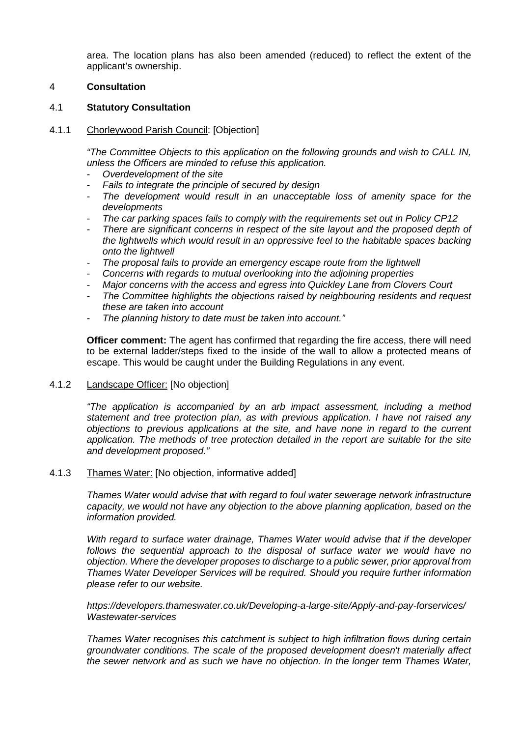area. The location plans has also been amended (reduced) to reflect the extent of the applicant's ownership.

## 4 Consultation

### 4.1 Statutory Consultation

4.1.1 Chorleywood Parish Council: [Objection]

*"The Committee Objects to this application on the following grounds and wish to CALL IN, unless the Officers are minded to refuse this application.*

- *Overdevelopment of the site*
- *Fails to integrate the principle of secured by design*
- *The development would result in an unacceptable loss of amenity space for the developments*
- *The car parking spaces fails to comply with the requirements set out in Policy CP12*
- *There are significant concerns in respect of the site layout and the proposed depth of the lightwells which would result in an oppressive feel to the habitable spaces backing onto the lightwell*
- *The proposal fails to provide an emergency escape route from the lightwell*
- *Concerns with regards to mutual overlooking into the adjoining properties*
- *Major concerns with the access and egress into Quickley Lane from Clovers Court*
- *The Committee highlights the objections raised by neighbouring residents and request these are taken into account*
- *The planning history to date must be taken into account."*

**Officer comment:** The agent has confirmed that regarding the fire access, there will need to be external ladder/steps fixed to the inside of the wall to allow a protected means of escape. This would be caught under the Building Regulations in any event.

4.1.2 Landscape Officer: [No objection]

*"The application is accompanied by an arb impact assessment, including a method statement and tree protection plan, as with previous application. I have not raised any objections to previous applications at the site, and have none in regard to the current application. The methods of tree protection detailed in the report are suitable for the site and development proposed."*

4.1.3 Thames Water: [No objection, informative added]

*Thames Water would advise that with regard to foul water sewerage network infrastructure capacity, we would not have any objection to the above planning application, based on the information provided.*

*With regard to surface water drainage, Thames Water would advise that if the developer follows the sequential approach to the disposal of surface water we would have no objection. Where the developer proposes to discharge to a public sewer, prior approval from Thames Water Developer Services will be required. Should you require further information please refer to our website.*

*https://developers.thameswater.co.uk/Developing-a-large-site/Apply-and-pay-forservices/ Wastewater-services*

*Thames Water recognises this catchment is subject to high infiltration flows during certain groundwater conditions. The scale of the proposed development doesn't materially affect the sewer network and as such we have no objection. In the longer term Thames Water,*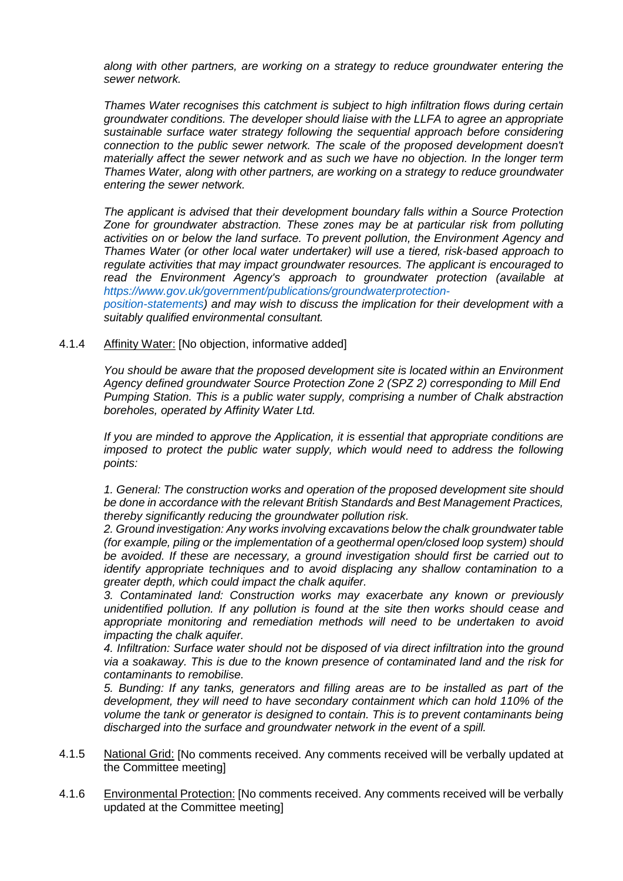*along with other partners, are working on a strategy to reduce groundwater entering the sewer network.*

*Thames Water recognises this catchment is subject to high infiltration flows during certain groundwater conditions. The developer should liaise with the LLFA to agree an appropriate sustainable surface water strategy following the sequential approach before considering connection to the public sewer network. The scale of the proposed development doesn't materially affect the sewer network and as such we have no objection. In the longer term Thames Water, along with other partners, are working on a strategy to reduce groundwater entering the sewer network.*

*The applicant is advised that their development boundary falls within a Source Protection Zone for groundwater abstraction. These zones may be at particular risk from polluting activities on or below the land surface. To prevent pollution, the Environment Agency and Thames Water (or other local water undertaker) will use a tiered, risk-based approach to regulate activities that may impact groundwater resources. The applicant is encouraged to read the Environment Agency's approach to groundwater protection (available at https://www.gov.uk/government/publications/groundwaterprotection-position-statements) and may wish to discuss the implication for their development with a suitably qualified environmental consultant.*

4.1.4 Affinity Water: [No objection, informative added]

*You should be aware that the proposed development site is located within an Environment Agency defined groundwater Source Protection Zone 2 (SPZ 2) corresponding to Mill End Pumping Station. This is a public water supply, comprising a number of Chalk abstraction boreholes, operated by Affinity Water Ltd.*

*If you are minded to approve the Application, it is essential that appropriate conditions are imposed to protect the public water supply, which would need to address the following points:*

*1. General: The construction works and operation of the proposed development site should be done in accordance with the relevant British Standards and Best Management Practices, thereby significantly reducing the groundwater pollution risk.*
*2. Ground investigation: Any works involving excavations below the chalk groundwater table (for example, piling or the implementation of a geothermal open/closed loop system) should be avoided. If these are necessary, a ground investigation should first be carried out to identify appropriate techniques and to avoid displacing any shallow contamination to a greater depth, which could impact the chalk aquifer.*
*3. Contaminated land: Construction works may exacerbate any known or previously unidentified pollution. If any pollution is found at the site then works should cease and appropriate monitoring and remediation methods will need to be undertaken to avoid impacting the chalk aquifer.*
*4. Infiltration: Surface water should not be disposed of via direct infiltration into the ground via a soakaway. This is due to the known presence of contaminated land and the risk for contaminants to remobilise.*
*5. Bunding: If any tanks, generators and filling areas are to be installed as part of the development, they will need to have secondary containment which can hold 110% of the volume the tank or generator is designed to contain. This is to prevent contaminants being discharged into the surface and groundwater network in the event of a spill.*

4.1.5 National Grid: [No comments received. Any comments received will be verbally updated at the Committee meeting]

4.1.6 Environmental Protection: [No comments received. Any comments received will be verbally updated at the Committee meeting]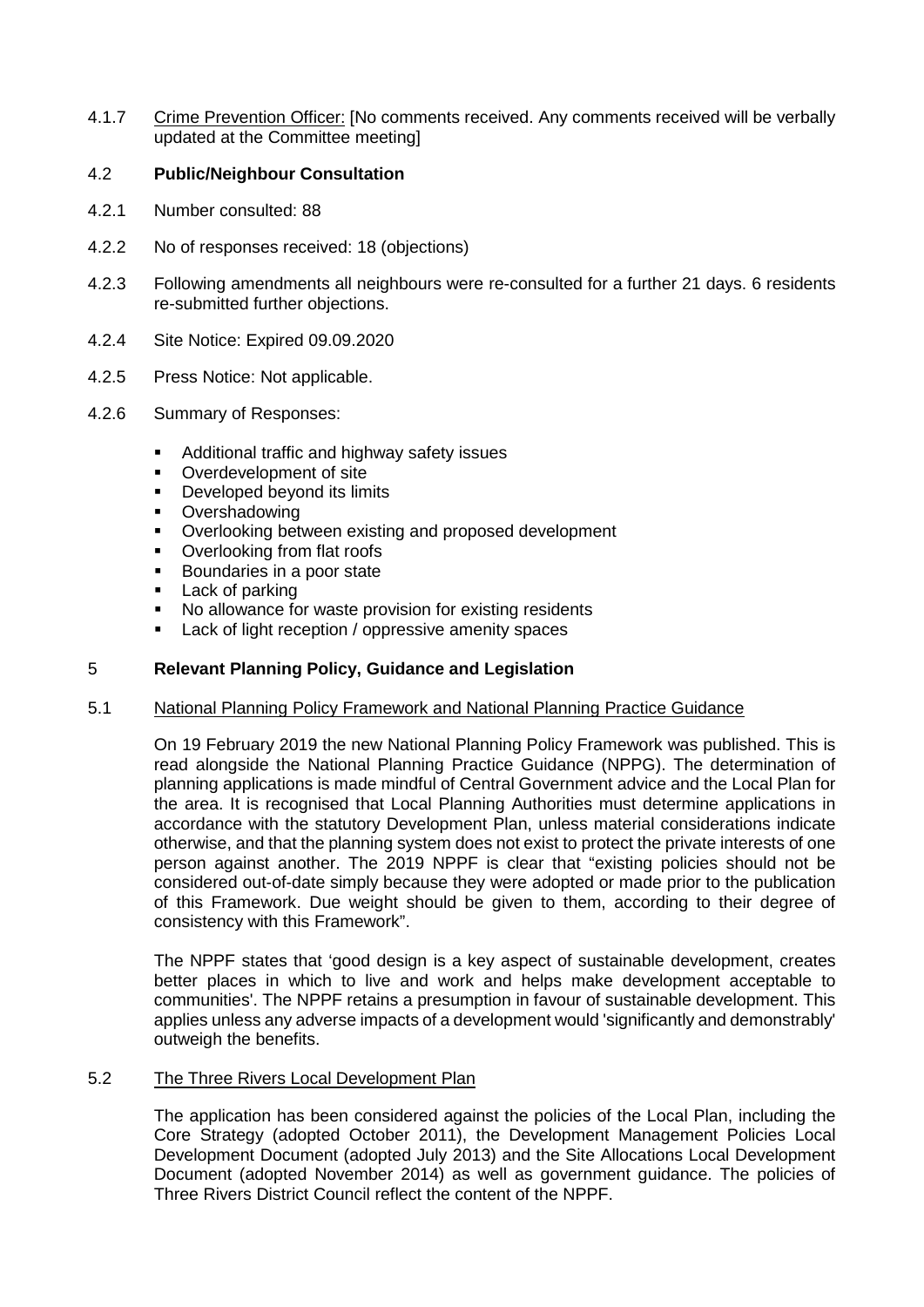4.1.7 Crime Prevention Officer: [No comments received. Any comments received will be verbally updated at the Committee meeting]

## 4.2 Public/Neighbour Consultation

4.2.1 Number consulted: 88

4.2.2 No of responses received: 18 (objections)

4.2.3 Following amendments all neighbours were re-consulted for a further 21 days. 6 residents re-submitted further objections.

4.2.4 Site Notice: Expired 09.09.2020

4.2.5 Press Notice: Not applicable.

4.2.6 Summary of Responses:

- Additional traffic and highway safety issues
- Overdevelopment of site
- Developed beyond its limits
- Overshadowing
- Overlooking between existing and proposed development
- Overlooking from flat roofs
- Boundaries in a poor state
- Lack of parking
- No allowance for waste provision for existing residents
- Lack of light reception / oppressive amenity spaces

## 5 Relevant Planning Policy, Guidance and Legislation

5.1 National Planning Policy Framework and National Planning Practice Guidance

On 19 February 2019 the new National Planning Policy Framework was published. This is read alongside the National Planning Practice Guidance (NPPG). The determination of planning applications is made mindful of Central Government advice and the Local Plan for the area. It is recognised that Local Planning Authorities must determine applications in accordance with the statutory Development Plan, unless material considerations indicate otherwise, and that the planning system does not exist to protect the private interests of one person against another. The 2019 NPPF is clear that "existing policies should not be considered out-of-date simply because they were adopted or made prior to the publication of this Framework. Due weight should be given to them, according to their degree of consistency with this Framework".

The NPPF states that 'good design is a key aspect of sustainable development, creates better places in which to live and work and helps make development acceptable to communities'. The NPPF retains a presumption in favour of sustainable development. This applies unless any adverse impacts of a development would 'significantly and demonstrably' outweigh the benefits.

5.2 The Three Rivers Local Development Plan

The application has been considered against the policies of the Local Plan, including the Core Strategy (adopted October 2011), the Development Management Policies Local Development Document (adopted July 2013) and the Site Allocations Local Development Document (adopted November 2014) as well as government guidance. The policies of Three Rivers District Council reflect the content of the NPPF.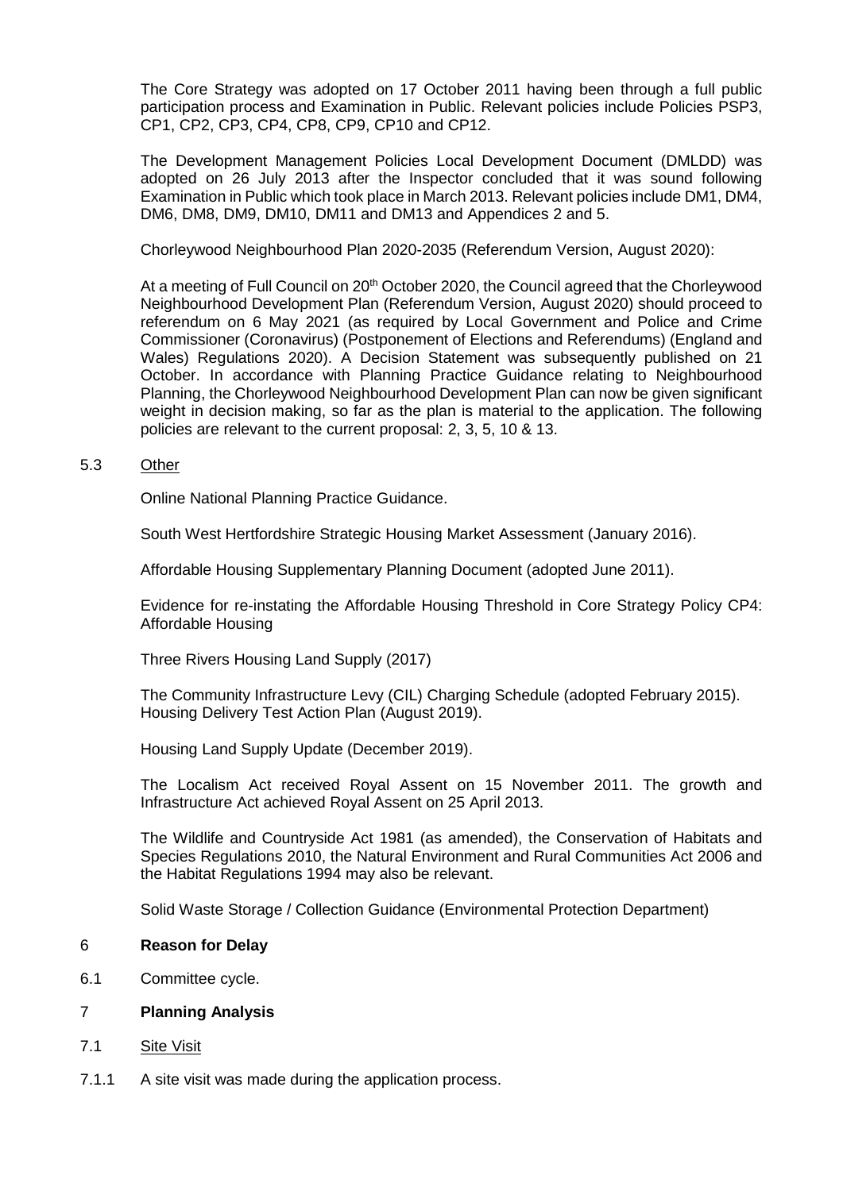The Core Strategy was adopted on 17 October 2011 having been through a full public participation process and Examination in Public. Relevant policies include Policies PSP3, CP1, CP2, CP3, CP4, CP8, CP9, CP10 and CP12.

The Development Management Policies Local Development Document (DMLDD) was adopted on 26 July 2013 after the Inspector concluded that it was sound following Examination in Public which took place in March 2013. Relevant policies include DM1, DM4, DM6, DM8, DM9, DM10, DM11 and DM13 and Appendices 2 and 5.

Chorleywood Neighbourhood Plan 2020-2035 (Referendum Version, August 2020):

At a meeting of Full Council on 20th October 2020, the Council agreed that the Chorleywood Neighbourhood Development Plan (Referendum Version, August 2020) should proceed to referendum on 6 May 2021 (as required by Local Government and Police and Crime Commissioner (Coronavirus) (Postponement of Elections and Referendums) (England and Wales) Regulations 2020). A Decision Statement was subsequently published on 21 October. In accordance with Planning Practice Guidance relating to Neighbourhood Planning, the Chorleywood Neighbourhood Development Plan can now be given significant weight in decision making, so far as the plan is material to the application. The following policies are relevant to the current proposal: 2, 3, 5, 10 & 13.

5.3 Other

Online National Planning Practice Guidance.

South West Hertfordshire Strategic Housing Market Assessment (January 2016).

Affordable Housing Supplementary Planning Document (adopted June 2011).

Evidence for re-instating the Affordable Housing Threshold in Core Strategy Policy CP4: Affordable Housing

Three Rivers Housing Land Supply (2017)

The Community Infrastructure Levy (CIL) Charging Schedule (adopted February 2015).
Housing Delivery Test Action Plan (August 2019).

Housing Land Supply Update (December 2019).

The Localism Act received Royal Assent on 15 November 2011. The growth and Infrastructure Act achieved Royal Assent on 25 April 2013.

The Wildlife and Countryside Act 1981 (as amended), the Conservation of Habitats and Species Regulations 2010, the Natural Environment and Rural Communities Act 2006 and the Habitat Regulations 1994 may also be relevant.

Solid Waste Storage / Collection Guidance (Environmental Protection Department)

## 6 Reason for Delay

6.1 Committee cycle.

## 7 Planning Analysis

7.1 Site Visit

7.1.1 A site visit was made during the application process.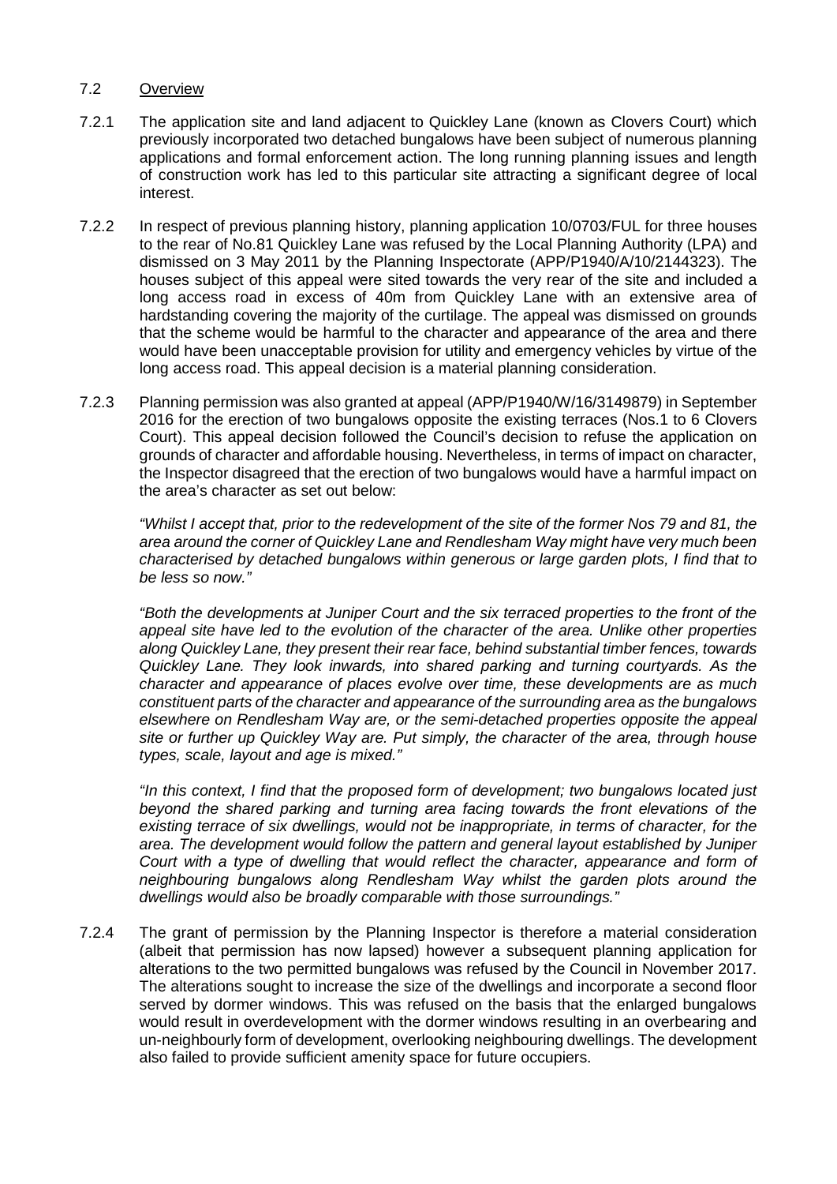## 7.2 Overview

7.2.1 The application site and land adjacent to Quickley Lane (known as Clovers Court) which previously incorporated two detached bungalows have been subject of numerous planning applications and formal enforcement action. The long running planning issues and length of construction work has led to this particular site attracting a significant degree of local interest.

7.2.2 In respect of previous planning history, planning application 10/0703/FUL for three houses to the rear of No.81 Quickley Lane was refused by the Local Planning Authority (LPA) and dismissed on 3 May 2011 by the Planning Inspectorate (APP/P1940/A/10/2144323). The houses subject of this appeal were sited towards the very rear of the site and included a long access road in excess of 40m from Quickley Lane with an extensive area of hardstanding covering the majority of the curtilage. The appeal was dismissed on grounds that the scheme would be harmful to the character and appearance of the area and there would have been unacceptable provision for utility and emergency vehicles by virtue of the long access road. This appeal decision is a material planning consideration.

7.2.3 Planning permission was also granted at appeal (APP/P1940/W/16/3149879) in September 2016 for the erection of two bungalows opposite the existing terraces (Nos.1 to 6 Clovers Court). This appeal decision followed the Council's decision to refuse the application on grounds of character and affordable housing. Nevertheless, in terms of impact on character, the Inspector disagreed that the erection of two bungalows would have a harmful impact on the area's character as set out below:

*"Whilst I accept that, prior to the redevelopment of the site of the former Nos 79 and 81, the area around the corner of Quickley Lane and Rendlesham Way might have very much been characterised by detached bungalows within generous or large garden plots, I find that to be less so now."*

*"Both the developments at Juniper Court and the six terraced properties to the front of the appeal site have led to the evolution of the character of the area. Unlike other properties along Quickley Lane, they present their rear face, behind substantial timber fences, towards Quickley Lane. They look inwards, into shared parking and turning courtyards. As the character and appearance of places evolve over time, these developments are as much constituent parts of the character and appearance of the surrounding area as the bungalows elsewhere on Rendlesham Way are, or the semi-detached properties opposite the appeal site or further up Quickley Way are. Put simply, the character of the area, through house types, scale, layout and age is mixed."*

*"In this context, I find that the proposed form of development; two bungalows located just beyond the shared parking and turning area facing towards the front elevations of the existing terrace of six dwellings, would not be inappropriate, in terms of character, for the area. The development would follow the pattern and general layout established by Juniper Court with a type of dwelling that would reflect the character, appearance and form of neighbouring bungalows along Rendlesham Way whilst the garden plots around the dwellings would also be broadly comparable with those surroundings."*

7.2.4 The grant of permission by the Planning Inspector is therefore a material consideration (albeit that permission has now lapsed) however a subsequent planning application for alterations to the two permitted bungalows was refused by the Council in November 2017. The alterations sought to increase the size of the dwellings and incorporate a second floor served by dormer windows. This was refused on the basis that the enlarged bungalows would result in overdevelopment with the dormer windows resulting in an overbearing and un-neighbourly form of development, overlooking neighbouring dwellings. The development also failed to provide sufficient amenity space for future occupiers.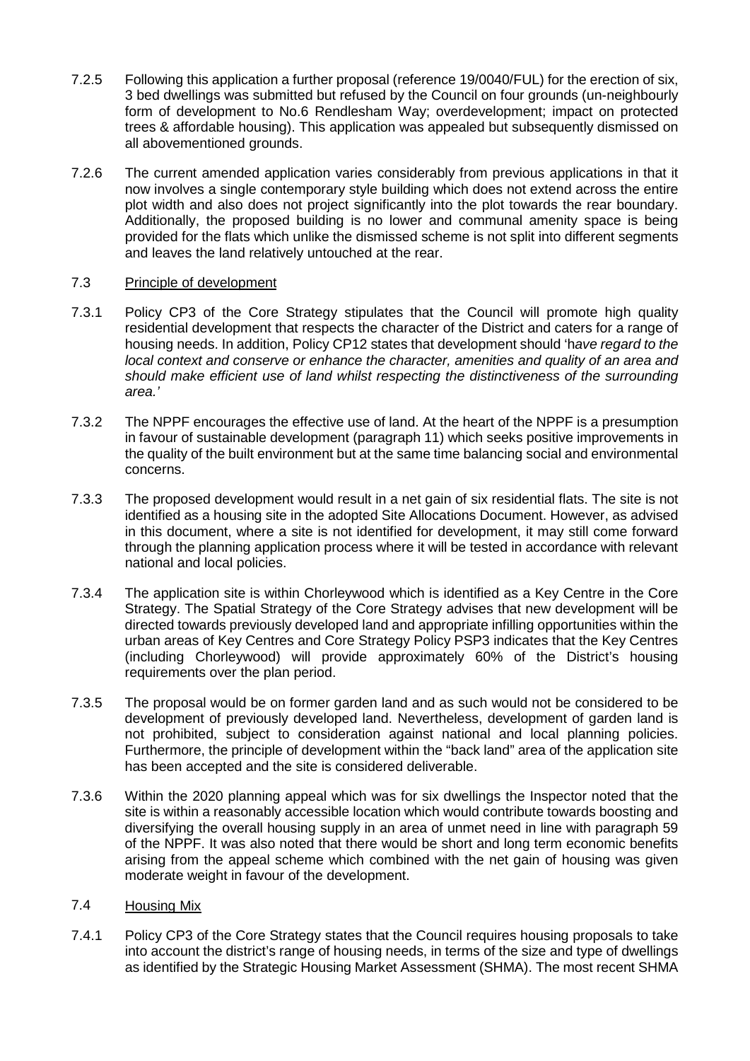7.2.5 Following this application a further proposal (reference 19/0040/FUL) for the erection of six, 3 bed dwellings was submitted but refused by the Council on four grounds (un-neighbourly form of development to No.6 Rendlesham Way; overdevelopment; impact on protected trees & affordable housing). This application was appealed but subsequently dismissed on all abovementioned grounds.

7.2.6 The current amended application varies considerably from previous applications in that it now involves a single contemporary style building which does not extend across the entire plot width and also does not project significantly into the plot towards the rear boundary. Additionally, the proposed building is no lower and communal amenity space is being provided for the flats which unlike the dismissed scheme is not split into different segments and leaves the land relatively untouched at the rear.

7.3 Principle of development

7.3.1 Policy CP3 of the Core Strategy stipulates that the Council will promote high quality residential development that respects the character of the District and caters for a range of housing needs. In addition, Policy CP12 states that development should '*have regard to the local context and conserve or enhance the character, amenities and quality of an area and should make efficient use of land whilst respecting the distinctiveness of the surrounding area.*'

7.3.2 The NPPF encourages the effective use of land. At the heart of the NPPF is a presumption in favour of sustainable development (paragraph 11) which seeks positive improvements in the quality of the built environment but at the same time balancing social and environmental concerns.

7.3.3 The proposed development would result in a net gain of six residential flats. The site is not identified as a housing site in the adopted Site Allocations Document. However, as advised in this document, where a site is not identified for development, it may still come forward through the planning application process where it will be tested in accordance with relevant national and local policies.

7.3.4 The application site is within Chorleywood which is identified as a Key Centre in the Core Strategy. The Spatial Strategy of the Core Strategy advises that new development will be directed towards previously developed land and appropriate infilling opportunities within the urban areas of Key Centres and Core Strategy Policy PSP3 indicates that the Key Centres (including Chorleywood) will provide approximately 60% of the District's housing requirements over the plan period.

7.3.5 The proposal would be on former garden land and as such would not be considered to be development of previously developed land. Nevertheless, development of garden land is not prohibited, subject to consideration against national and local planning policies. Furthermore, the principle of development within the "back land" area of the application site has been accepted and the site is considered deliverable.

7.3.6 Within the 2020 planning appeal which was for six dwellings the Inspector noted that the site is within a reasonably accessible location which would contribute towards boosting and diversifying the overall housing supply in an area of unmet need in line with paragraph 59 of the NPPF. It was also noted that there would be short and long term economic benefits arising from the appeal scheme which combined with the net gain of housing was given moderate weight in favour of the development.

7.4 Housing Mix

7.4.1 Policy CP3 of the Core Strategy states that the Council requires housing proposals to take into account the district's range of housing needs, in terms of the size and type of dwellings as identified by the Strategic Housing Market Assessment (SHMA). The most recent SHMA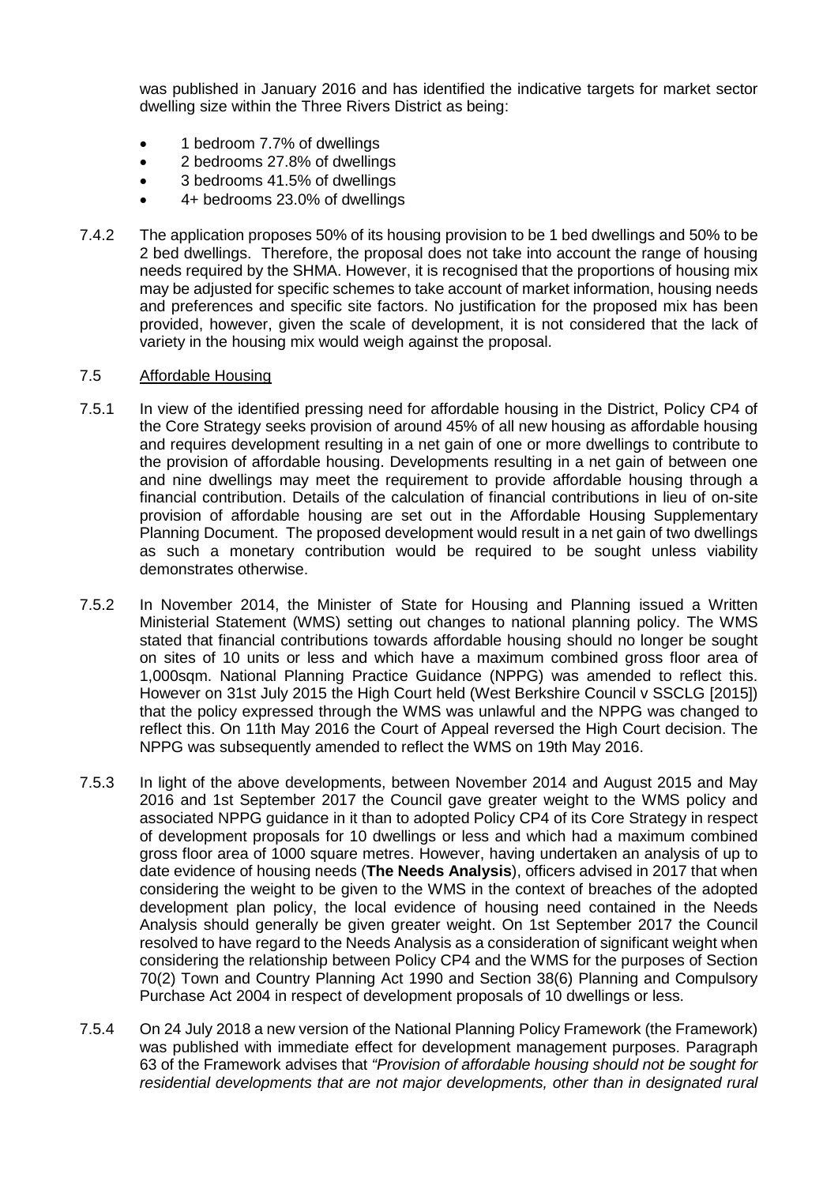was published in January 2016 and has identified the indicative targets for market sector dwelling size within the Three Rivers District as being:

- 1 bedroom 7.7% of dwellings
- 2 bedrooms 27.8% of dwellings
- 3 bedrooms 41.5% of dwellings
- 4+ bedrooms 23.0% of dwellings

7.4.2 The application proposes 50% of its housing provision to be 1 bed dwellings and 50% to be 2 bed dwellings. Therefore, the proposal does not take into account the range of housing needs required by the SHMA. However, it is recognised that the proportions of housing mix may be adjusted for specific schemes to take account of market information, housing needs and preferences and specific site factors. No justification for the proposed mix has been provided, however, given the scale of development, it is not considered that the lack of variety in the housing mix would weigh against the proposal.

7.5 Affordable Housing

7.5.1 In view of the identified pressing need for affordable housing in the District, Policy CP4 of the Core Strategy seeks provision of around 45% of all new housing as affordable housing and requires development resulting in a net gain of one or more dwellings to contribute to the provision of affordable housing. Developments resulting in a net gain of between one and nine dwellings may meet the requirement to provide affordable housing through a financial contribution. Details of the calculation of financial contributions in lieu of on-site provision of affordable housing are set out in the Affordable Housing Supplementary Planning Document. The proposed development would result in a net gain of two dwellings as such a monetary contribution would be required to be sought unless viability demonstrates otherwise.

7.5.2 In November 2014, the Minister of State for Housing and Planning issued a Written Ministerial Statement (WMS) setting out changes to national planning policy. The WMS stated that financial contributions towards affordable housing should no longer be sought on sites of 10 units or less and which have a maximum combined gross floor area of 1,000sqm. National Planning Practice Guidance (NPPG) was amended to reflect this. However on 31st July 2015 the High Court held (West Berkshire Council v SSCLG [2015]) that the policy expressed through the WMS was unlawful and the NPPG was changed to reflect this. On 11th May 2016 the Court of Appeal reversed the High Court decision. The NPPG was subsequently amended to reflect the WMS on 19th May 2016.

7.5.3 In light of the above developments, between November 2014 and August 2015 and May 2016 and 1st September 2017 the Council gave greater weight to the WMS policy and associated NPPG guidance in it than to adopted Policy CP4 of its Core Strategy in respect of development proposals for 10 dwellings or less and which had a maximum combined gross floor area of 1000 square metres. However, having undertaken an analysis of up to date evidence of housing needs (**The Needs Analysis**), officers advised in 2017 that when considering the weight to be given to the WMS in the context of breaches of the adopted development plan policy, the local evidence of housing need contained in the Needs Analysis should generally be given greater weight. On 1st September 2017 the Council resolved to have regard to the Needs Analysis as a consideration of significant weight when considering the relationship between Policy CP4 and the WMS for the purposes of Section 70(2) Town and Country Planning Act 1990 and Section 38(6) Planning and Compulsory Purchase Act 2004 in respect of development proposals of 10 dwellings or less.

7.5.4 On 24 July 2018 a new version of the National Planning Policy Framework (the Framework) was published with immediate effect for development management purposes. Paragraph 63 of the Framework advises that *"Provision of affordable housing should not be sought for residential developments that are not major developments, other than in designated rural*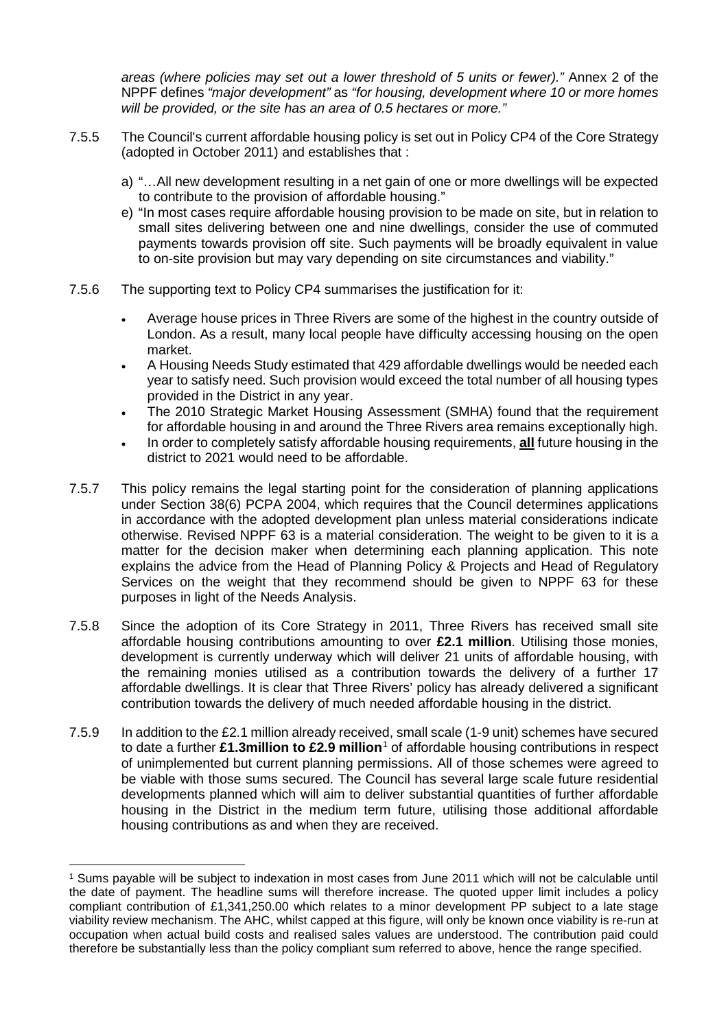*areas (where policies may set out a lower threshold of 5 units or fewer)."* Annex 2 of the NPPF defines *"major development"* as *"for housing, development where 10 or more homes will be provided, or the site has an area of 0.5 hectares or more."*

7.5.5 The Council's current affordable housing policy is set out in Policy CP4 of the Core Strategy (adopted in October 2011) and establishes that :

a) "…All new development resulting in a net gain of one or more dwellings will be expected to contribute to the provision of affordable housing."

e) "In most cases require affordable housing provision to be made on site, but in relation to small sites delivering between one and nine dwellings, consider the use of commuted payments towards provision off site. Such payments will be broadly equivalent in value to on-site provision but may vary depending on site circumstances and viability."

7.5.6 The supporting text to Policy CP4 summarises the justification for it:

- Average house prices in Three Rivers are some of the highest in the country outside of London. As a result, many local people have difficulty accessing housing on the open market.
- A Housing Needs Study estimated that 429 affordable dwellings would be needed each year to satisfy need. Such provision would exceed the total number of all housing types provided in the District in any year.
- The 2010 Strategic Market Housing Assessment (SMHA) found that the requirement for affordable housing in and around the Three Rivers area remains exceptionally high.
- In order to completely satisfy affordable housing requirements, **all** future housing in the district to 2021 would need to be affordable.

7.5.7 This policy remains the legal starting point for the consideration of planning applications under Section 38(6) PCPA 2004, which requires that the Council determines applications in accordance with the adopted development plan unless material considerations indicate otherwise. Revised NPPF 63 is a material consideration. The weight to be given to it is a matter for the decision maker when determining each planning application. This note explains the advice from the Head of Planning Policy & Projects and Head of Regulatory Services on the weight that they recommend should be given to NPPF 63 for these purposes in light of the Needs Analysis.

7.5.8 Since the adoption of its Core Strategy in 2011, Three Rivers has received small site affordable housing contributions amounting to over **£2.1 million**. Utilising those monies, development is currently underway which will deliver 21 units of affordable housing, with the remaining monies utilised as a contribution towards the delivery of a further 17 affordable dwellings. It is clear that Three Rivers' policy has already delivered a significant contribution towards the delivery of much needed affordable housing in the district.

7.5.9 In addition to the £2.1 million already received, small scale (1-9 unit) schemes have secured to date a further **£1.3million to £2.9 million**[1] of affordable housing contributions in respect of unimplemented but current planning permissions. All of those schemes were agreed to be viable with those sums secured. The Council has several large scale future residential developments planned which will aim to deliver substantial quantities of further affordable housing in the District in the medium term future, utilising those additional affordable housing contributions as and when they are received.

---

[1] Sums payable will be subject to indexation in most cases from June 2011 which will not be calculable until the date of payment. The headline sums will therefore increase. The quoted upper limit includes a policy compliant contribution of £1,341,250.00 which relates to a minor development PP subject to a late stage viability review mechanism. The AHC, whilst capped at this figure, will only be known once viability is re-run at occupation when actual build costs and realised sales values are understood. The contribution paid could therefore be substantially less than the policy compliant sum referred to above, hence the range specified.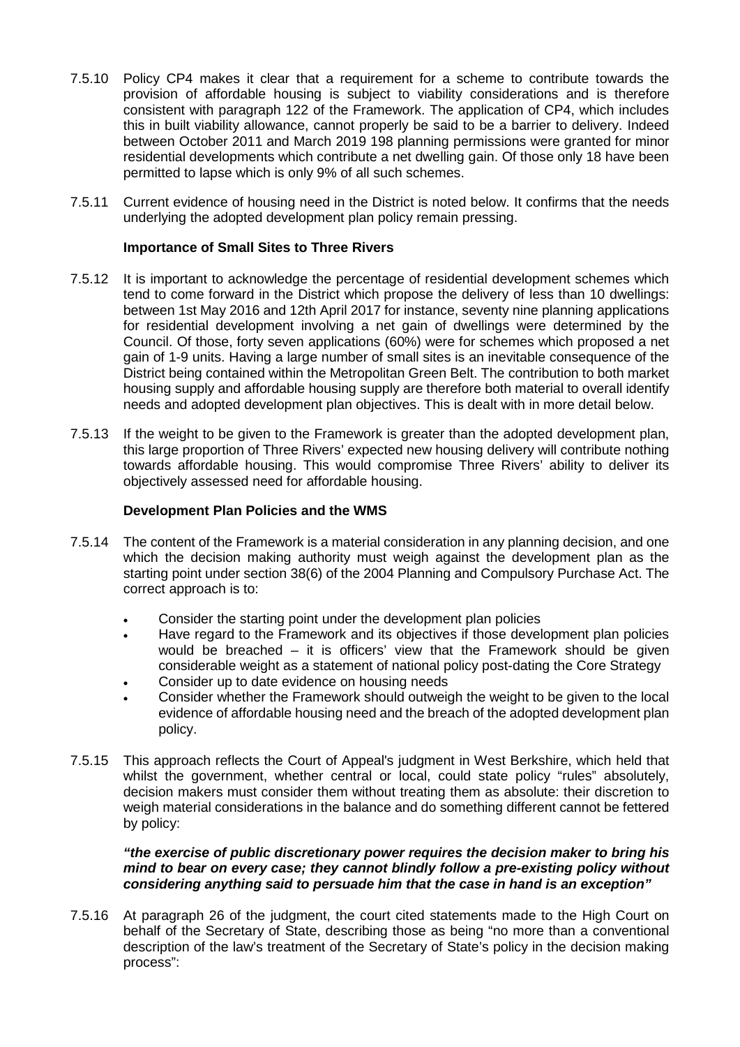7.5.10 Policy CP4 makes it clear that a requirement for a scheme to contribute towards the provision of affordable housing is subject to viability considerations and is therefore consistent with paragraph 122 of the Framework. The application of CP4, which includes this in built viability allowance, cannot properly be said to be a barrier to delivery. Indeed between October 2011 and March 2019 198 planning permissions were granted for minor residential developments which contribute a net dwelling gain. Of those only 18 have been permitted to lapse which is only 9% of all such schemes.

7.5.11 Current evidence of housing need in the District is noted below. It confirms that the needs underlying the adopted development plan policy remain pressing.

**Importance of Small Sites to Three Rivers**

7.5.12 It is important to acknowledge the percentage of residential development schemes which tend to come forward in the District which propose the delivery of less than 10 dwellings: between 1st May 2016 and 12th April 2017 for instance, seventy nine planning applications for residential development involving a net gain of dwellings were determined by the Council. Of those, forty seven applications (60%) were for schemes which proposed a net gain of 1-9 units. Having a large number of small sites is an inevitable consequence of the District being contained within the Metropolitan Green Belt. The contribution to both market housing supply and affordable housing supply are therefore both material to overall identify needs and adopted development plan objectives. This is dealt with in more detail below.

7.5.13 If the weight to be given to the Framework is greater than the adopted development plan, this large proportion of Three Rivers' expected new housing delivery will contribute nothing towards affordable housing. This would compromise Three Rivers' ability to deliver its objectively assessed need for affordable housing.

**Development Plan Policies and the WMS**

7.5.14 The content of the Framework is a material consideration in any planning decision, and one which the decision making authority must weigh against the development plan as the starting point under section 38(6) of the 2004 Planning and Compulsory Purchase Act. The correct approach is to:

- Consider the starting point under the development plan policies
- Have regard to the Framework and its objectives if those development plan policies would be breached – it is officers' view that the Framework should be given considerable weight as a statement of national policy post-dating the Core Strategy
- Consider up to date evidence on housing needs
- Consider whether the Framework should outweigh the weight to be given to the local evidence of affordable housing need and the breach of the adopted development plan policy.

7.5.15 This approach reflects the Court of Appeal's judgment in West Berkshire, which held that whilst the government, whether central or local, could state policy "rules" absolutely, decision makers must consider them without treating them as absolute: their discretion to weigh material considerations in the balance and do something different cannot be fettered by policy:

***"the exercise of public discretionary power requires the decision maker to bring his mind to bear on every case; they cannot blindly follow a pre-existing policy without considering anything said to persuade him that the case in hand is an exception"***

7.5.16 At paragraph 26 of the judgment, the court cited statements made to the High Court on behalf of the Secretary of State, describing those as being "no more than a conventional description of the law's treatment of the Secretary of State's policy in the decision making process":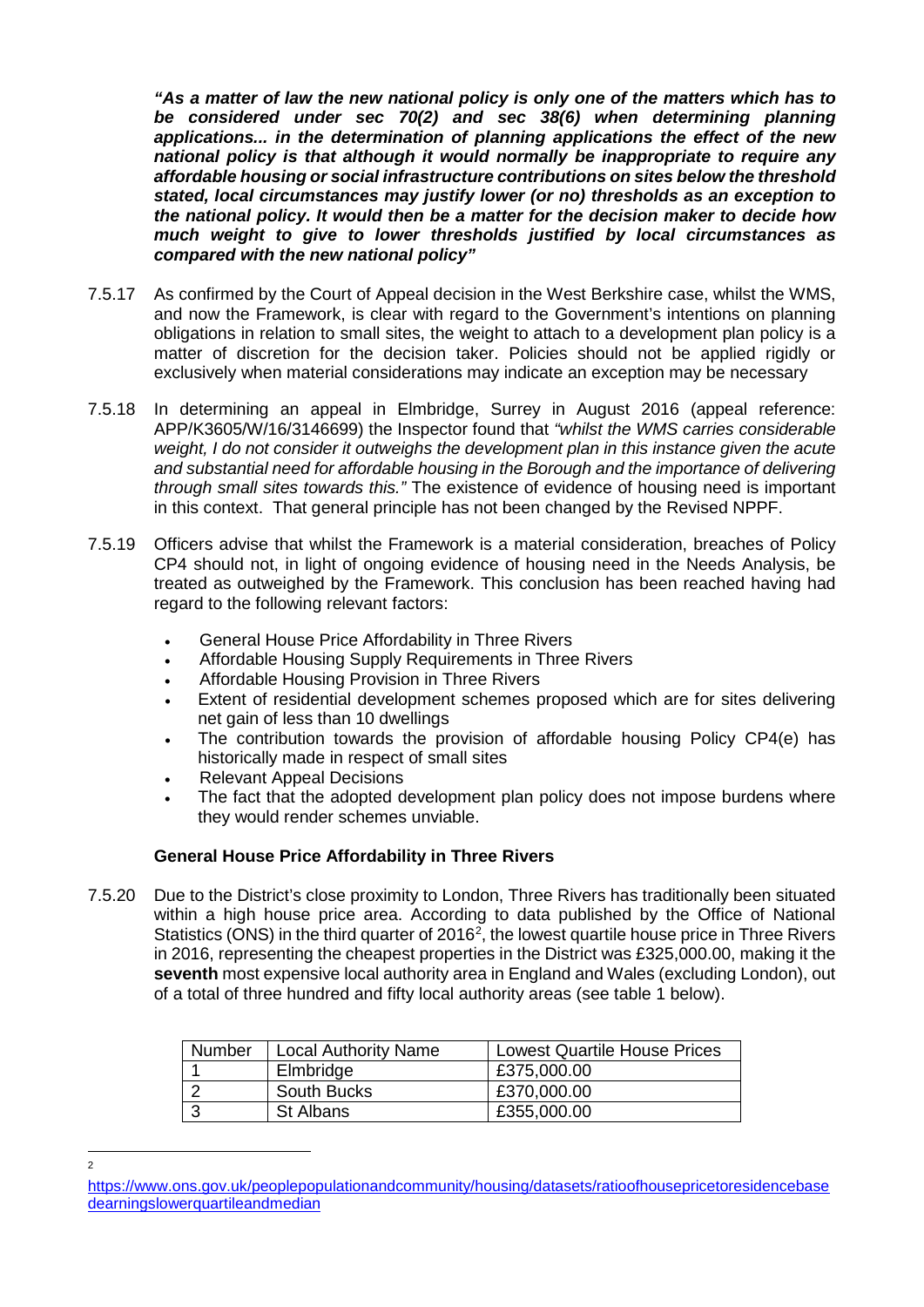***"As a matter of law the new national policy is only one of the matters which has to be considered under sec 70(2) and sec 38(6) when determining planning applications... in the determination of planning applications the effect of the new national policy is that although it would normally be inappropriate to require any affordable housing or social infrastructure contributions on sites below the threshold stated, local circumstances may justify lower (or no) thresholds as an exception to the national policy. It would then be a matter for the decision maker to decide how much weight to give to lower thresholds justified by local circumstances as compared with the new national policy"***

7.5.17 As confirmed by the Court of Appeal decision in the West Berkshire case, whilst the WMS, and now the Framework, is clear with regard to the Government's intentions on planning obligations in relation to small sites, the weight to attach to a development plan policy is a matter of discretion for the decision taker. Policies should not be applied rigidly or exclusively when material considerations may indicate an exception may be necessary

7.5.18 In determining an appeal in Elmbridge, Surrey in August 2016 (appeal reference: APP/K3605/W/16/3146699) the Inspector found that *"whilst the WMS carries considerable weight, I do not consider it outweighs the development plan in this instance given the acute and substantial need for affordable housing in the Borough and the importance of delivering through small sites towards this."* The existence of evidence of housing need is important in this context. That general principle has not been changed by the Revised NPPF.

7.5.19 Officers advise that whilst the Framework is a material consideration, breaches of Policy CP4 should not, in light of ongoing evidence of housing need in the Needs Analysis, be treated as outweighed by the Framework. This conclusion has been reached having had regard to the following relevant factors:

- General House Price Affordability in Three Rivers
- Affordable Housing Supply Requirements in Three Rivers
- Affordable Housing Provision in Three Rivers
- Extent of residential development schemes proposed which are for sites delivering net gain of less than 10 dwellings
- The contribution towards the provision of affordable housing Policy CP4(e) has historically made in respect of small sites
- Relevant Appeal Decisions
- The fact that the adopted development plan policy does not impose burdens where they would render schemes unviable.

**General House Price Affordability in Three Rivers**

7.5.20 Due to the District's close proximity to London, Three Rivers has traditionally been situated within a high house price area. According to data published by the Office of National Statistics (ONS) in the third quarter of 2016[2], the lowest quartile house price in Three Rivers in 2016, representing the cheapest properties in the District was £325,000.00, making it the **seventh** most expensive local authority area in England and Wales (excluding London), out of a total of three hundred and fifty local authority areas (see table 1 below).

| Number | Local Authority Name | Lowest Quartile House Prices |
|---|---|---|
| 1 | Elmbridge | £375,000.00 |
| 2 | South Bucks | £370,000.00 |
| 3 | St Albans | £355,000.00 |

[2] https://www.ons.gov.uk/peoplepopulationandcommunity/housing/datasets/ratioofhousepricetoresidencebasedearningslowerquartileandmedian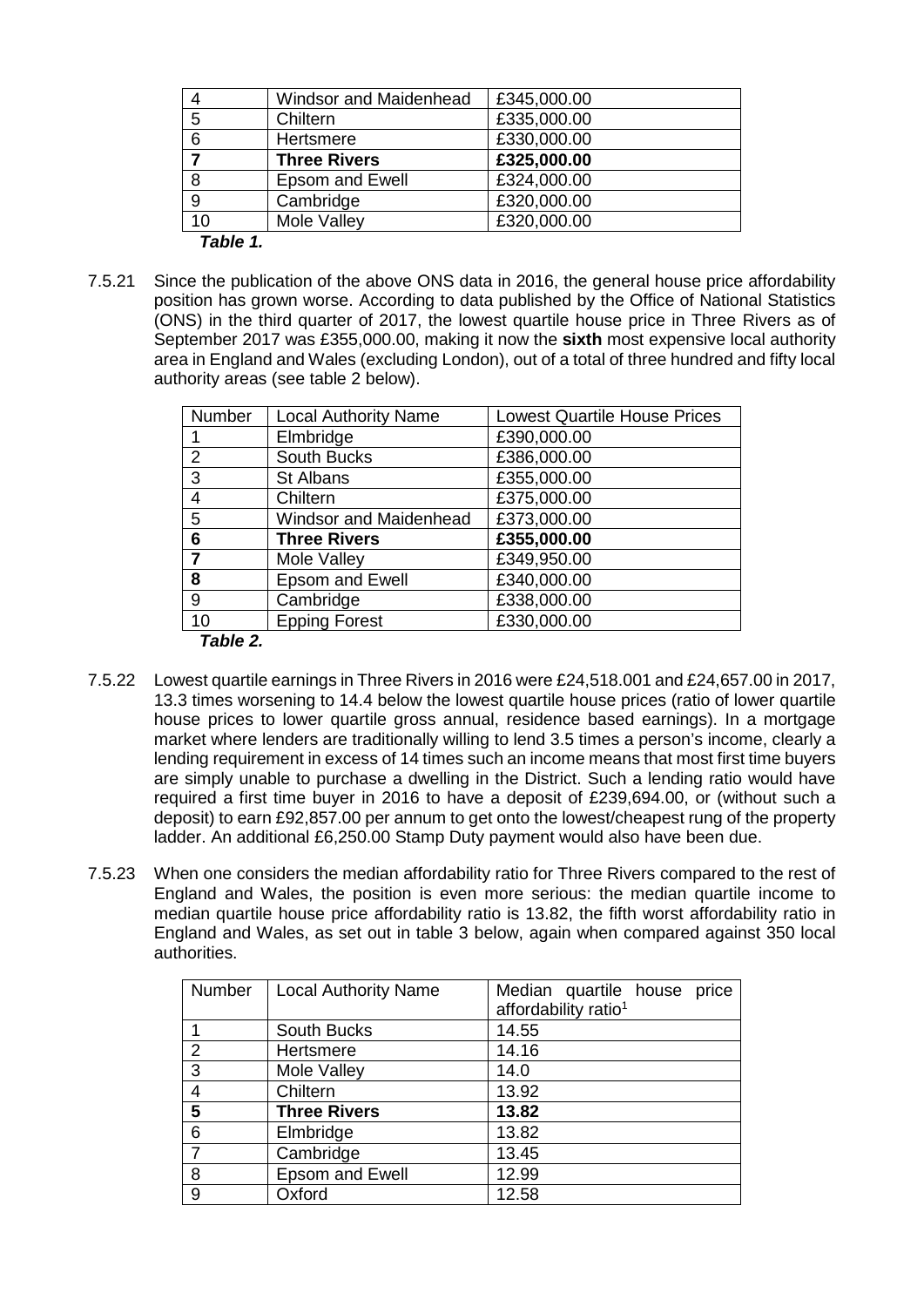| 4 | Windsor and Maidenhead | £345,000.00 |
|---|---|---|
| 5 | Chiltern | £335,000.00 |
| 6 | Hertsmere | £330,000.00 |
| **7** | **Three Rivers** | **£325,000.00** |
| 8 | Epsom and Ewell | £324,000.00 |
| 9 | Cambridge | £320,000.00 |
| 10 | Mole Valley | £320,000.00 |

***Table 1.***

7.5.21 Since the publication of the above ONS data in 2016, the general house price affordability position has grown worse. According to data published by the Office of National Statistics (ONS) in the third quarter of 2017, the lowest quartile house price in Three Rivers as of September 2017 was £355,000.00, making it now the **sixth** most expensive local authority area in England and Wales (excluding London), out of a total of three hundred and fifty local authority areas (see table 2 below).

| Number | Local Authority Name | Lowest Quartile House Prices |
|---|---|---|
| 1 | Elmbridge | £390,000.00 |
| 2 | South Bucks | £386,000.00 |
| 3 | St Albans | £355,000.00 |
| 4 | Chiltern | £375,000.00 |
| 5 | Windsor and Maidenhead | £373,000.00 |
| **6** | **Three Rivers** | **£355,000.00** |
| **7** | Mole Valley | £349,950.00 |
| **8** | Epsom and Ewell | £340,000.00 |
| 9 | Cambridge | £338,000.00 |
| 10 | Epping Forest | £330,000.00 |

***Table 2.***

7.5.22 Lowest quartile earnings in Three Rivers in 2016 were £24,518.001 and £24,657.00 in 2017, 13.3 times worsening to 14.4 below the lowest quartile house prices (ratio of lower quartile house prices to lower quartile gross annual, residence based earnings). In a mortgage market where lenders are traditionally willing to lend 3.5 times a person's income, clearly a lending requirement in excess of 14 times such an income means that most first time buyers are simply unable to purchase a dwelling in the District. Such a lending ratio would have required a first time buyer in 2016 to have a deposit of £239,694.00, or (without such a deposit) to earn £92,857.00 per annum to get onto the lowest/cheapest rung of the property ladder. An additional £6,250.00 Stamp Duty payment would also have been due.

7.5.23 When one considers the median affordability ratio for Three Rivers compared to the rest of England and Wales, the position is even more serious: the median quartile income to median quartile house price affordability ratio is 13.82, the fifth worst affordability ratio in England and Wales, as set out in table 3 below, again when compared against 350 local authorities.

| Number | Local Authority Name | Median quartile house price affordability ratio[1] |
|---|---|---|
| 1 | South Bucks | 14.55 |
| 2 | Hertsmere | 14.16 |
| 3 | Mole Valley | 14.0 |
| 4 | Chiltern | 13.92 |
| **5** | **Three Rivers** | **13.82** |
| 6 | Elmbridge | 13.82 |
| 7 | Cambridge | 13.45 |
| 8 | Epsom and Ewell | 12.99 |
| 9 | Oxford | 12.58 |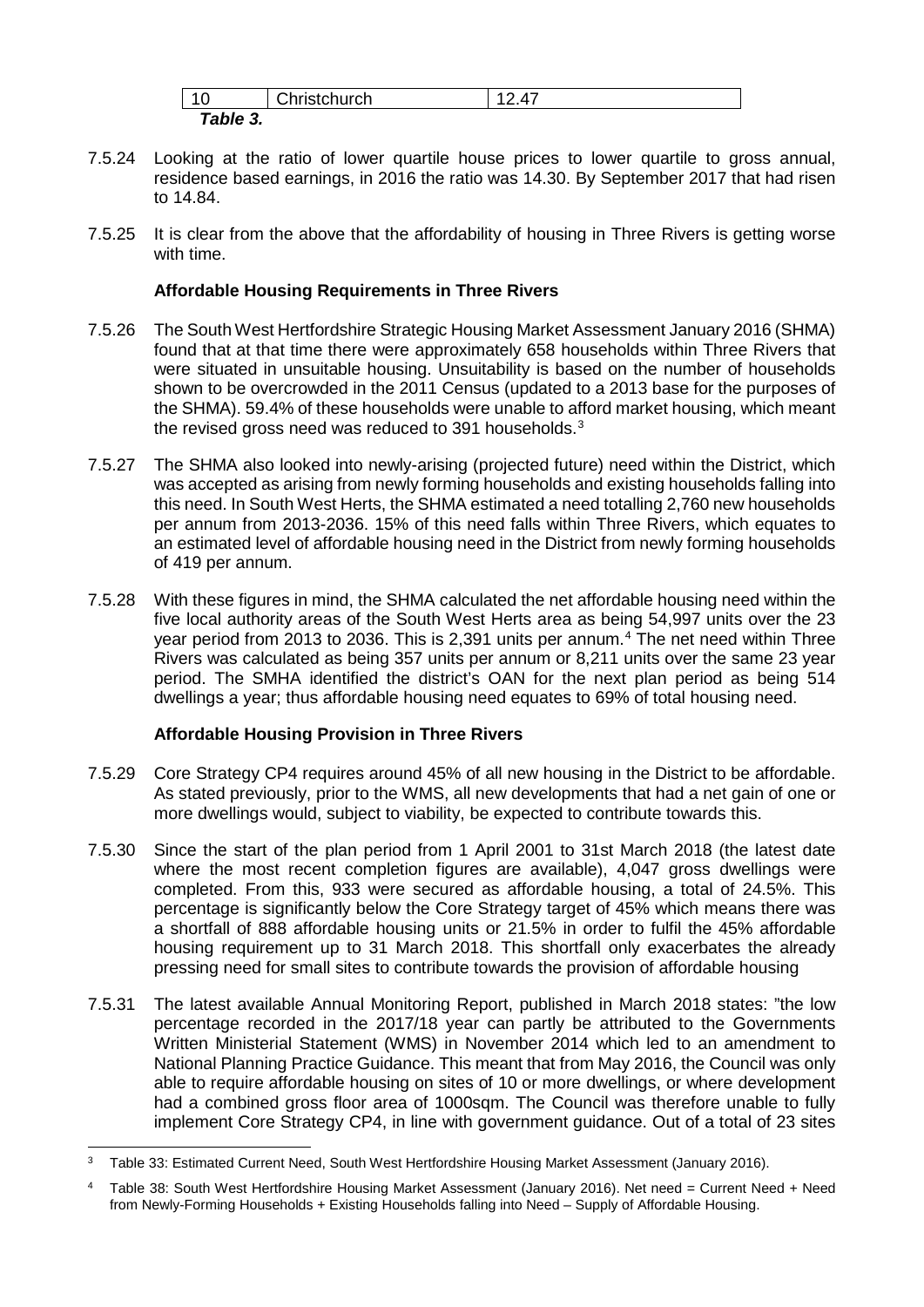| 10 | Christchurch | 12.47 |
|---|---|---|

***Table 3.***

7.5.24 Looking at the ratio of lower quartile house prices to lower quartile to gross annual, residence based earnings, in 2016 the ratio was 14.30. By September 2017 that had risen to 14.84.

7.5.25 It is clear from the above that the affordability of housing in Three Rivers is getting worse with time.

**Affordable Housing Requirements in Three Rivers**

7.5.26 The South West Hertfordshire Strategic Housing Market Assessment January 2016 (SHMA) found that at that time there were approximately 658 households within Three Rivers that were situated in unsuitable housing. Unsuitability is based on the number of households shown to be overcrowded in the 2011 Census (updated to a 2013 base for the purposes of the SHMA). 59.4% of these households were unable to afford market housing, which meant the revised gross need was reduced to 391 households.[3]

7.5.27 The SHMA also looked into newly-arising (projected future) need within the District, which was accepted as arising from newly forming households and existing households falling into this need. In South West Herts, the SHMA estimated a need totalling 2,760 new households per annum from 2013-2036. 15% of this need falls within Three Rivers, which equates to an estimated level of affordable housing need in the District from newly forming households of 419 per annum.

7.5.28 With these figures in mind, the SHMA calculated the net affordable housing need within the five local authority areas of the South West Herts area as being 54,997 units over the 23 year period from 2013 to 2036. This is 2,391 units per annum.[4] The net need within Three Rivers was calculated as being 357 units per annum or 8,211 units over the same 23 year period. The SMHA identified the district's OAN for the next plan period as being 514 dwellings a year; thus affordable housing need equates to 69% of total housing need.

**Affordable Housing Provision in Three Rivers**

7.5.29 Core Strategy CP4 requires around 45% of all new housing in the District to be affordable. As stated previously, prior to the WMS, all new developments that had a net gain of one or more dwellings would, subject to viability, be expected to contribute towards this.

7.5.30 Since the start of the plan period from 1 April 2001 to 31st March 2018 (the latest date where the most recent completion figures are available), 4,047 gross dwellings were completed. From this, 933 were secured as affordable housing, a total of 24.5%. This percentage is significantly below the Core Strategy target of 45% which means there was a shortfall of 888 affordable housing units or 21.5% in order to fulfil the 45% affordable housing requirement up to 31 March 2018. This shortfall only exacerbates the already pressing need for small sites to contribute towards the provision of affordable housing

7.5.31 The latest available Annual Monitoring Report, published in March 2018 states: "the low percentage recorded in the 2017/18 year can partly be attributed to the Governments Written Ministerial Statement (WMS) in November 2014 which led to an amendment to National Planning Practice Guidance. This meant that from May 2016, the Council was only able to require affordable housing on sites of 10 or more dwellings, or where development had a combined gross floor area of 1000sqm. The Council was therefore unable to fully implement Core Strategy CP4, in line with government guidance. Out of a total of 23 sites

[3] Table 33: Estimated Current Need, South West Hertfordshire Housing Market Assessment (January 2016).

[4] Table 38: South West Hertfordshire Housing Market Assessment (January 2016). Net need = Current Need + Need from Newly-Forming Households + Existing Households falling into Need – Supply of Affordable Housing.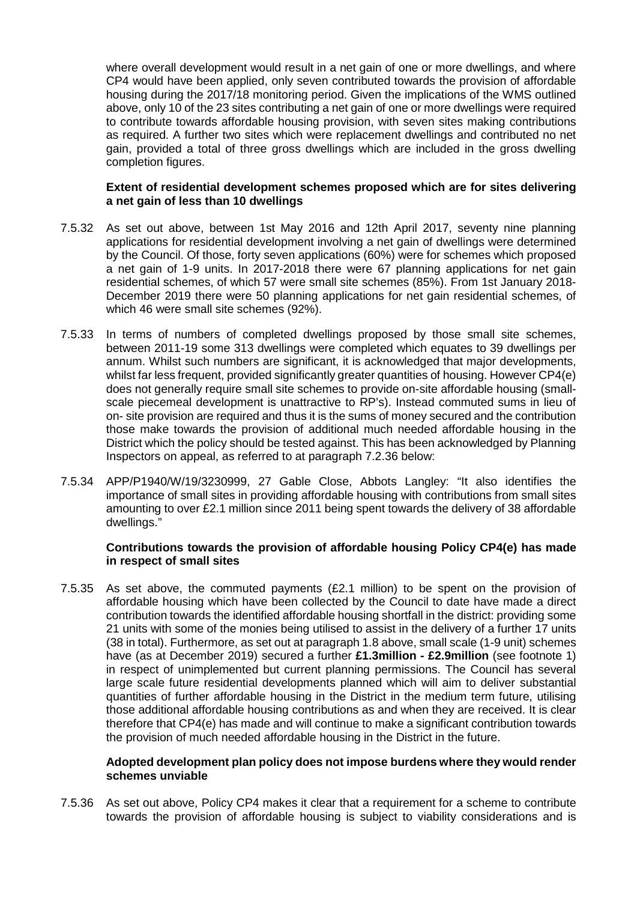where overall development would result in a net gain of one or more dwellings, and where CP4 would have been applied, only seven contributed towards the provision of affordable housing during the 2017/18 monitoring period. Given the implications of the WMS outlined above, only 10 of the 23 sites contributing a net gain of one or more dwellings were required to contribute towards affordable housing provision, with seven sites making contributions as required. A further two sites which were replacement dwellings and contributed no net gain, provided a total of three gross dwellings which are included in the gross dwelling completion figures.

**Extent of residential development schemes proposed which are for sites delivering a net gain of less than 10 dwellings**

7.5.32 As set out above, between 1st May 2016 and 12th April 2017, seventy nine planning applications for residential development involving a net gain of dwellings were determined by the Council. Of those, forty seven applications (60%) were for schemes which proposed a net gain of 1-9 units. In 2017-2018 there were 67 planning applications for net gain residential schemes, of which 57 were small site schemes (85%). From 1st January 2018-December 2019 there were 50 planning applications for net gain residential schemes, of which 46 were small site schemes (92%).

7.5.33 In terms of numbers of completed dwellings proposed by those small site schemes, between 2011-19 some 313 dwellings were completed which equates to 39 dwellings per annum. Whilst such numbers are significant, it is acknowledged that major developments, whilst far less frequent, provided significantly greater quantities of housing. However CP4(e) does not generally require small site schemes to provide on-site affordable housing (small-scale piecemeal development is unattractive to RP's). Instead commuted sums in lieu of on- site provision are required and thus it is the sums of money secured and the contribution those make towards the provision of additional much needed affordable housing in the District which the policy should be tested against. This has been acknowledged by Planning Inspectors on appeal, as referred to at paragraph 7.2.36 below:

7.5.34 APP/P1940/W/19/3230999, 27 Gable Close, Abbots Langley: "It also identifies the importance of small sites in providing affordable housing with contributions from small sites amounting to over £2.1 million since 2011 being spent towards the delivery of 38 affordable dwellings."

**Contributions towards the provision of affordable housing Policy CP4(e) has made in respect of small sites**

7.5.35 As set above, the commuted payments (£2.1 million) to be spent on the provision of affordable housing which have been collected by the Council to date have made a direct contribution towards the identified affordable housing shortfall in the district: providing some 21 units with some of the monies being utilised to assist in the delivery of a further 17 units (38 in total). Furthermore, as set out at paragraph 1.8 above, small scale (1-9 unit) schemes have (as at December 2019) secured a further **£1.3million - £2.9million** (see footnote 1) in respect of unimplemented but current planning permissions. The Council has several large scale future residential developments planned which will aim to deliver substantial quantities of further affordable housing in the District in the medium term future, utilising those additional affordable housing contributions as and when they are received. It is clear therefore that CP4(e) has made and will continue to make a significant contribution towards the provision of much needed affordable housing in the District in the future.

**Adopted development plan policy does not impose burdens where they would render schemes unviable**

7.5.36 As set out above, Policy CP4 makes it clear that a requirement for a scheme to contribute towards the provision of affordable housing is subject to viability considerations and is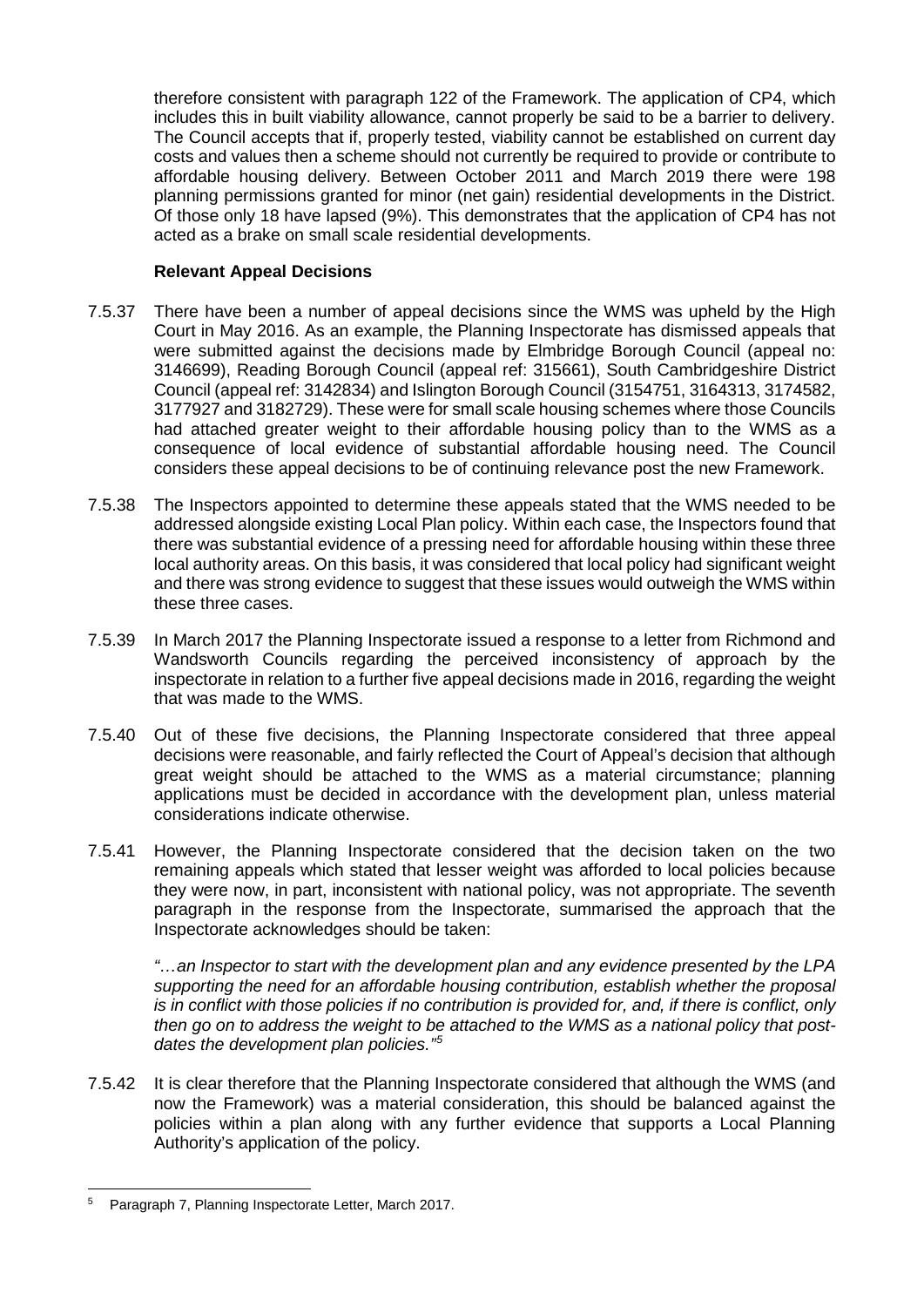therefore consistent with paragraph 122 of the Framework. The application of CP4, which includes this in built viability allowance, cannot properly be said to be a barrier to delivery. The Council accepts that if, properly tested, viability cannot be established on current day costs and values then a scheme should not currently be required to provide or contribute to affordable housing delivery. Between October 2011 and March 2019 there were 198 planning permissions granted for minor (net gain) residential developments in the District. Of those only 18 have lapsed (9%). This demonstrates that the application of CP4 has not acted as a brake on small scale residential developments.

**Relevant Appeal Decisions**

7.5.37 There have been a number of appeal decisions since the WMS was upheld by the High Court in May 2016. As an example, the Planning Inspectorate has dismissed appeals that were submitted against the decisions made by Elmbridge Borough Council (appeal no: 3146699), Reading Borough Council (appeal ref: 315661), South Cambridgeshire District Council (appeal ref: 3142834) and Islington Borough Council (3154751, 3164313, 3174582, 3177927 and 3182729). These were for small scale housing schemes where those Councils had attached greater weight to their affordable housing policy than to the WMS as a consequence of local evidence of substantial affordable housing need. The Council considers these appeal decisions to be of continuing relevance post the new Framework.

7.5.38 The Inspectors appointed to determine these appeals stated that the WMS needed to be addressed alongside existing Local Plan policy. Within each case, the Inspectors found that there was substantial evidence of a pressing need for affordable housing within these three local authority areas. On this basis, it was considered that local policy had significant weight and there was strong evidence to suggest that these issues would outweigh the WMS within these three cases.

7.5.39 In March 2017 the Planning Inspectorate issued a response to a letter from Richmond and Wandsworth Councils regarding the perceived inconsistency of approach by the inspectorate in relation to a further five appeal decisions made in 2016, regarding the weight that was made to the WMS.

7.5.40 Out of these five decisions, the Planning Inspectorate considered that three appeal decisions were reasonable, and fairly reflected the Court of Appeal's decision that although great weight should be attached to the WMS as a material circumstance; planning applications must be decided in accordance with the development plan, unless material considerations indicate otherwise.

7.5.41 However, the Planning Inspectorate considered that the decision taken on the two remaining appeals which stated that lesser weight was afforded to local policies because they were now, in part, inconsistent with national policy, was not appropriate. The seventh paragraph in the response from the Inspectorate, summarised the approach that the Inspectorate acknowledges should be taken:

*"…an Inspector to start with the development plan and any evidence presented by the LPA supporting the need for an affordable housing contribution, establish whether the proposal is in conflict with those policies if no contribution is provided for, and, if there is conflict, only then go on to address the weight to be attached to the WMS as a national policy that post-dates the development plan policies."*[5]

7.5.42 It is clear therefore that the Planning Inspectorate considered that although the WMS (and now the Framework) was a material consideration, this should be balanced against the policies within a plan along with any further evidence that supports a Local Planning Authority's application of the policy.

[5] Paragraph 7, Planning Inspectorate Letter, March 2017.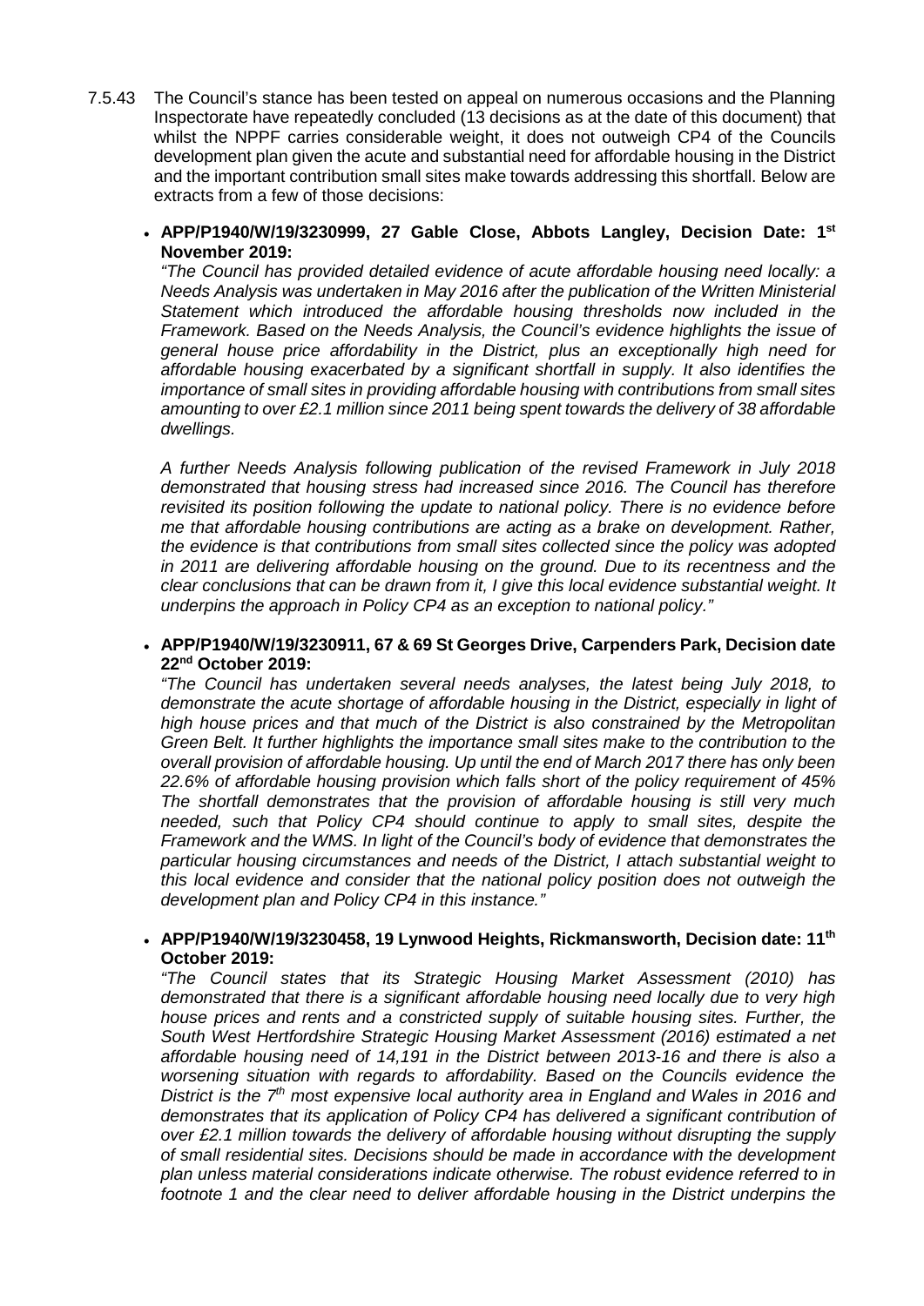7.5.43 The Council's stance has been tested on appeal on numerous occasions and the Planning Inspectorate have repeatedly concluded (13 decisions as at the date of this document) that whilst the NPPF carries considerable weight, it does not outweigh CP4 of the Councils development plan given the acute and substantial need for affordable housing in the District and the important contribution small sites make towards addressing this shortfall. Below are extracts from a few of those decisions:

- **APP/P1940/W/19/3230999, 27 Gable Close, Abbots Langley, Decision Date: 1st November 2019:**

  *"The Council has provided detailed evidence of acute affordable housing need locally: a Needs Analysis was undertaken in May 2016 after the publication of the Written Ministerial Statement which introduced the affordable housing thresholds now included in the Framework. Based on the Needs Analysis, the Council's evidence highlights the issue of general house price affordability in the District, plus an exceptionally high need for affordable housing exacerbated by a significant shortfall in supply. It also identifies the importance of small sites in providing affordable housing with contributions from small sites amounting to over £2.1 million since 2011 being spent towards the delivery of 38 affordable dwellings.*

  *A further Needs Analysis following publication of the revised Framework in July 2018 demonstrated that housing stress had increased since 2016. The Council has therefore revisited its position following the update to national policy. There is no evidence before me that affordable housing contributions are acting as a brake on development. Rather, the evidence is that contributions from small sites collected since the policy was adopted in 2011 are delivering affordable housing on the ground. Due to its recentness and the clear conclusions that can be drawn from it, I give this local evidence substantial weight. It underpins the approach in Policy CP4 as an exception to national policy."*

- **APP/P1940/W/19/3230911, 67 & 69 St Georges Drive, Carpenders Park, Decision date 22nd October 2019:**

  *"The Council has undertaken several needs analyses, the latest being July 2018, to demonstrate the acute shortage of affordable housing in the District, especially in light of high house prices and that much of the District is also constrained by the Metropolitan Green Belt. It further highlights the importance small sites make to the contribution to the overall provision of affordable housing. Up until the end of March 2017 there has only been 22.6% of affordable housing provision which falls short of the policy requirement of 45% The shortfall demonstrates that the provision of affordable housing is still very much needed, such that Policy CP4 should continue to apply to small sites, despite the Framework and the WMS. In light of the Council's body of evidence that demonstrates the particular housing circumstances and needs of the District, I attach substantial weight to this local evidence and consider that the national policy position does not outweigh the development plan and Policy CP4 in this instance."*

- **APP/P1940/W/19/3230458, 19 Lynwood Heights, Rickmansworth, Decision date: 11th October 2019:**

  *"The Council states that its Strategic Housing Market Assessment (2010) has demonstrated that there is a significant affordable housing need locally due to very high house prices and rents and a constricted supply of suitable housing sites. Further, the South West Hertfordshire Strategic Housing Market Assessment (2016) estimated a net affordable housing need of 14,191 in the District between 2013-16 and there is also a worsening situation with regards to affordability. Based on the Councils evidence the District is the 7th most expensive local authority area in England and Wales in 2016 and demonstrates that its application of Policy CP4 has delivered a significant contribution of over £2.1 million towards the delivery of affordable housing without disrupting the supply of small residential sites. Decisions should be made in accordance with the development plan unless material considerations indicate otherwise. The robust evidence referred to in footnote 1 and the clear need to deliver affordable housing in the District underpins the*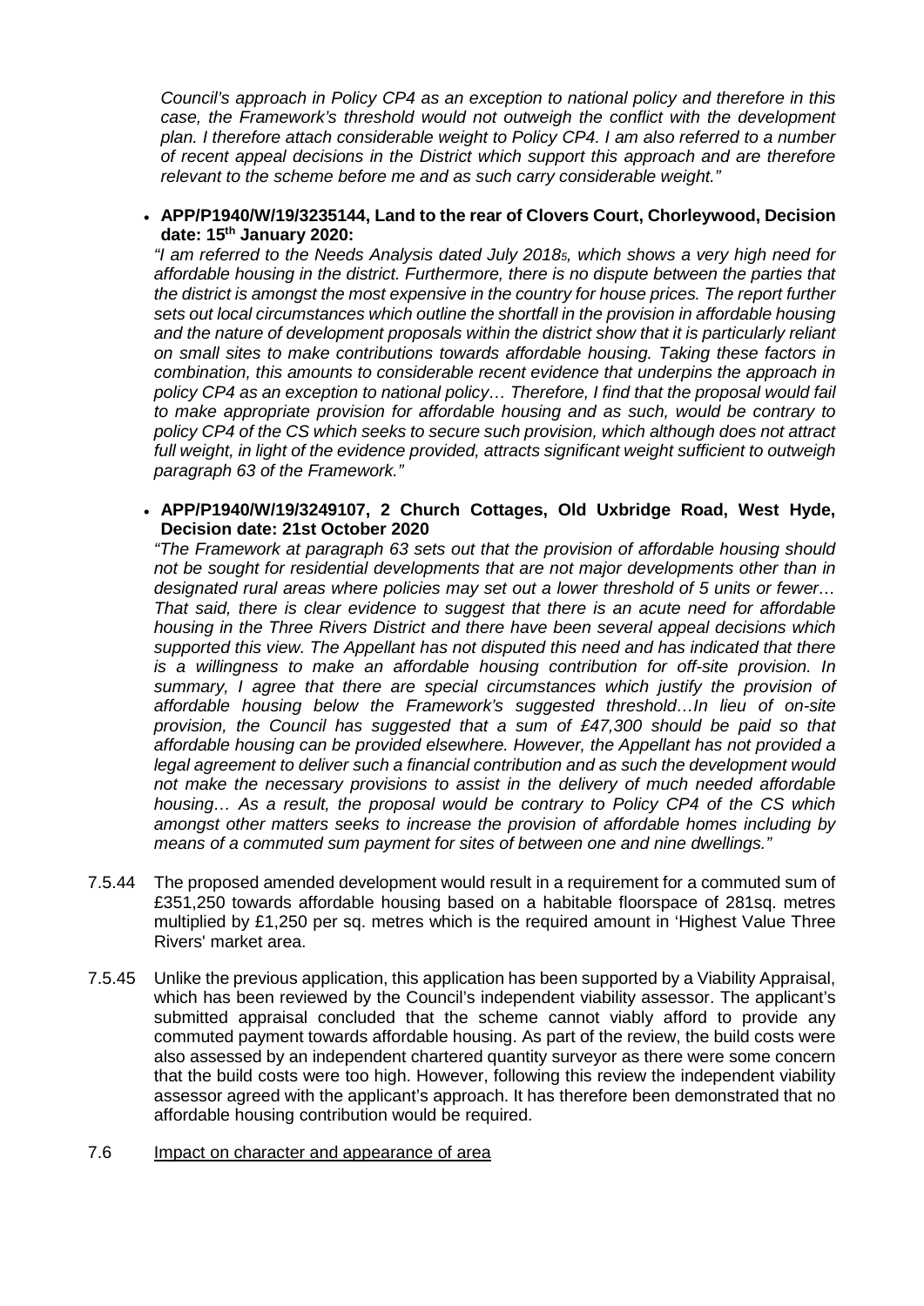*Council's approach in Policy CP4 as an exception to national policy and therefore in this case, the Framework's threshold would not outweigh the conflict with the development plan. I therefore attach considerable weight to Policy CP4. I am also referred to a number of recent appeal decisions in the District which support this approach and are therefore relevant to the scheme before me and as such carry considerable weight."*

- **APP/P1940/W/19/3235144, Land to the rear of Clovers Court, Chorleywood, Decision date: 15th January 2020:**

  *"I am referred to the Needs Analysis dated July 2018[5], which shows a very high need for affordable housing in the district. Furthermore, there is no dispute between the parties that the district is amongst the most expensive in the country for house prices. The report further sets out local circumstances which outline the shortfall in the provision in affordable housing and the nature of development proposals within the district show that it is particularly reliant on small sites to make contributions towards affordable housing. Taking these factors in combination, this amounts to considerable recent evidence that underpins the approach in policy CP4 as an exception to national policy… Therefore, I find that the proposal would fail to make appropriate provision for affordable housing and as such, would be contrary to policy CP4 of the CS which seeks to secure such provision, which although does not attract full weight, in light of the evidence provided, attracts significant weight sufficient to outweigh paragraph 63 of the Framework."*

- **APP/P1940/W/19/3249107, 2 Church Cottages, Old Uxbridge Road, West Hyde, Decision date: 21st October 2020**

  *"The Framework at paragraph 63 sets out that the provision of affordable housing should not be sought for residential developments that are not major developments other than in designated rural areas where policies may set out a lower threshold of 5 units or fewer… That said, there is clear evidence to suggest that there is an acute need for affordable housing in the Three Rivers District and there have been several appeal decisions which supported this view. The Appellant has not disputed this need and has indicated that there is a willingness to make an affordable housing contribution for off-site provision. In summary, I agree that there are special circumstances which justify the provision of affordable housing below the Framework's suggested threshold…In lieu of on-site provision, the Council has suggested that a sum of £47,300 should be paid so that affordable housing can be provided elsewhere. However, the Appellant has not provided a legal agreement to deliver such a financial contribution and as such the development would not make the necessary provisions to assist in the delivery of much needed affordable housing… As a result, the proposal would be contrary to Policy CP4 of the CS which amongst other matters seeks to increase the provision of affordable homes including by means of a commuted sum payment for sites of between one and nine dwellings."*

7.5.44 The proposed amended development would result in a requirement for a commuted sum of £351,250 towards affordable housing based on a habitable floorspace of 281sq. metres multiplied by £1,250 per sq. metres which is the required amount in 'Highest Value Three Rivers' market area.

7.5.45 Unlike the previous application, this application has been supported by a Viability Appraisal, which has been reviewed by the Council's independent viability assessor. The applicant's submitted appraisal concluded that the scheme cannot viably afford to provide any commuted payment towards affordable housing. As part of the review, the build costs were also assessed by an independent chartered quantity surveyor as there were some concern that the build costs were too high. However, following this review the independent viability assessor agreed with the applicant's approach. It has therefore been demonstrated that no affordable housing contribution would be required.

7.6 <u>Impact on character and appearance of area</u>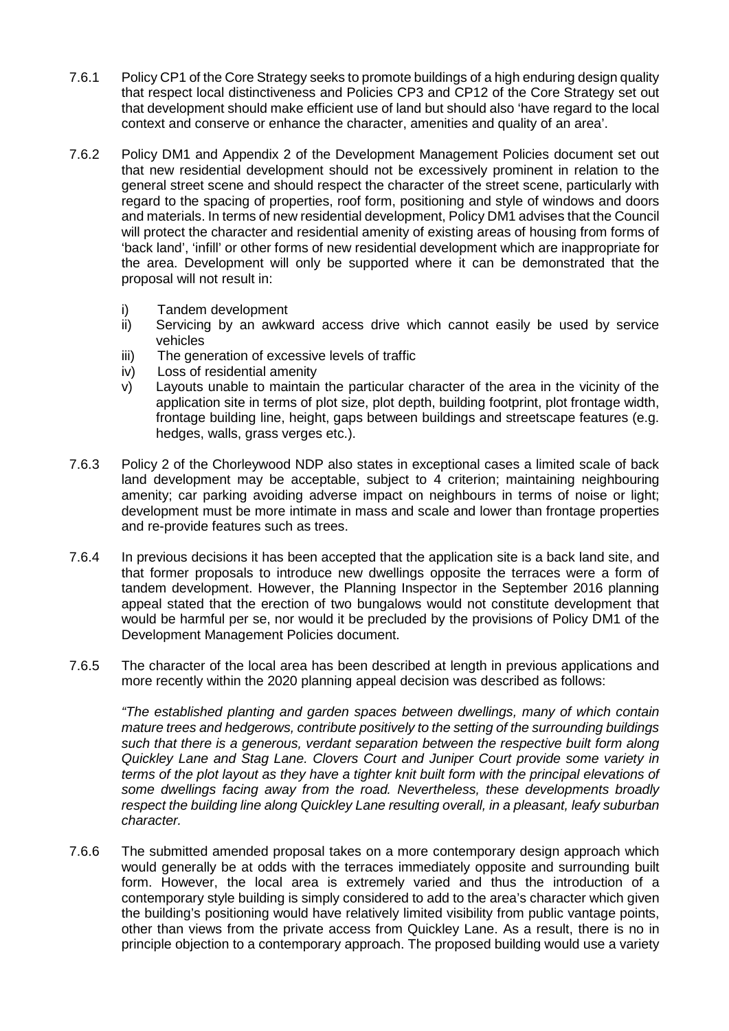7.6.1 Policy CP1 of the Core Strategy seeks to promote buildings of a high enduring design quality that respect local distinctiveness and Policies CP3 and CP12 of the Core Strategy set out that development should make efficient use of land but should also 'have regard to the local context and conserve or enhance the character, amenities and quality of an area'.

7.6.2 Policy DM1 and Appendix 2 of the Development Management Policies document set out that new residential development should not be excessively prominent in relation to the general street scene and should respect the character of the street scene, particularly with regard to the spacing of properties, roof form, positioning and style of windows and doors and materials. In terms of new residential development, Policy DM1 advises that the Council will protect the character and residential amenity of existing areas of housing from forms of 'back land', 'infill' or other forms of new residential development which are inappropriate for the area. Development will only be supported where it can be demonstrated that the proposal will not result in:

- i) Tandem development
- ii) Servicing by an awkward access drive which cannot easily be used by service vehicles
- iii) The generation of excessive levels of traffic
- iv) Loss of residential amenity
- v) Layouts unable to maintain the particular character of the area in the vicinity of the application site in terms of plot size, plot depth, building footprint, plot frontage width, frontage building line, height, gaps between buildings and streetscape features (e.g. hedges, walls, grass verges etc.).

7.6.3 Policy 2 of the Chorleywood NDP also states in exceptional cases a limited scale of back land development may be acceptable, subject to 4 criterion; maintaining neighbouring amenity; car parking avoiding adverse impact on neighbours in terms of noise or light; development must be more intimate in mass and scale and lower than frontage properties and re-provide features such as trees.

7.6.4 In previous decisions it has been accepted that the application site is a back land site, and that former proposals to introduce new dwellings opposite the terraces were a form of tandem development. However, the Planning Inspector in the September 2016 planning appeal stated that the erection of two bungalows would not constitute development that would be harmful per se, nor would it be precluded by the provisions of Policy DM1 of the Development Management Policies document.

7.6.5 The character of the local area has been described at length in previous applications and more recently within the 2020 planning appeal decision was described as follows:

> *"The established planting and garden spaces between dwellings, many of which contain mature trees and hedgerows, contribute positively to the setting of the surrounding buildings such that there is a generous, verdant separation between the respective built form along Quickley Lane and Stag Lane. Clovers Court and Juniper Court provide some variety in terms of the plot layout as they have a tighter knit built form with the principal elevations of some dwellings facing away from the road. Nevertheless, these developments broadly respect the building line along Quickley Lane resulting overall, in a pleasant, leafy suburban character.*

7.6.6 The submitted amended proposal takes on a more contemporary design approach which would generally be at odds with the terraces immediately opposite and surrounding built form. However, the local area is extremely varied and thus the introduction of a contemporary style building is simply considered to add to the area's character which given the building's positioning would have relatively limited visibility from public vantage points, other than views from the private access from Quickley Lane. As a result, there is no in principle objection to a contemporary approach. The proposed building would use a variety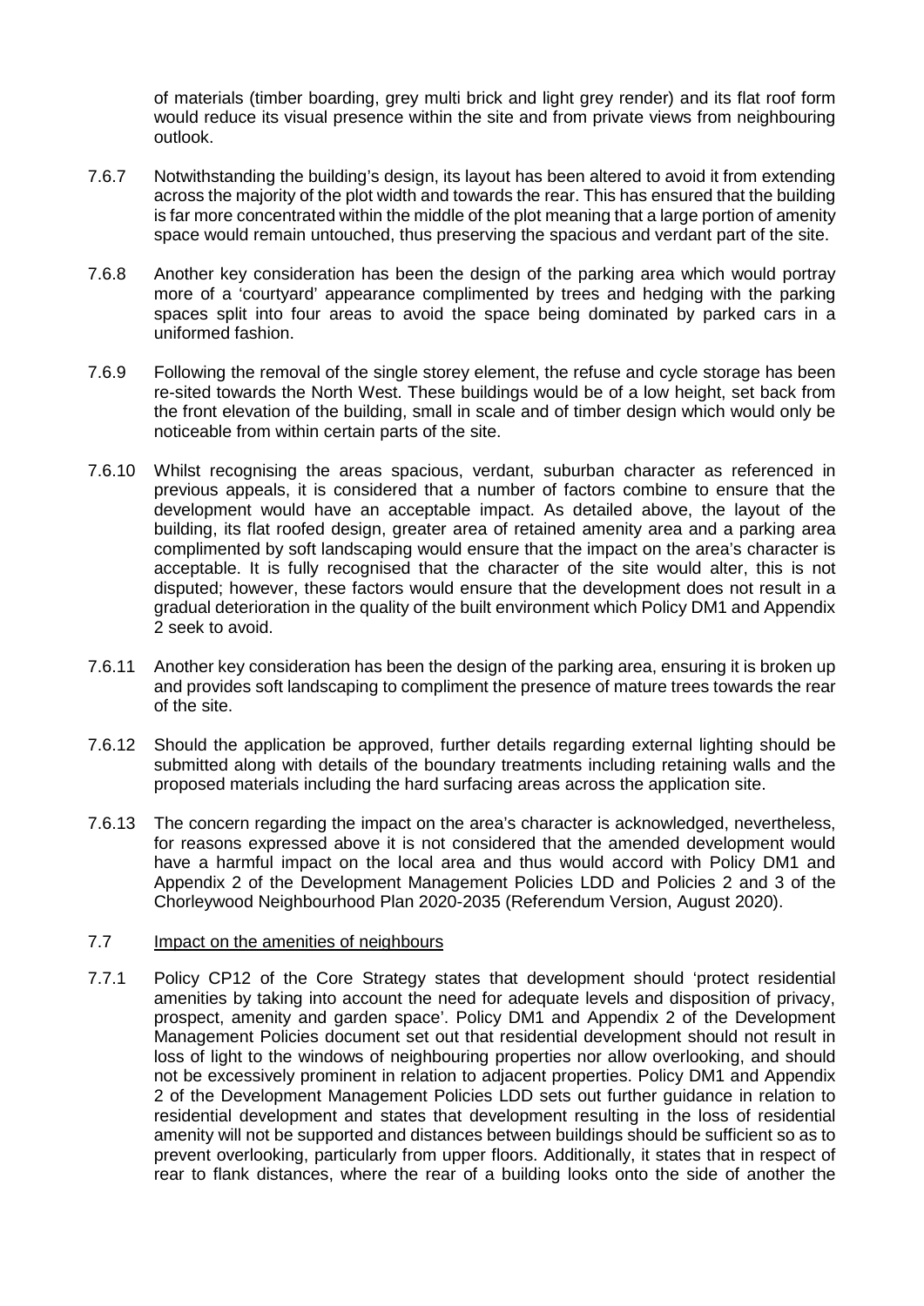of materials (timber boarding, grey multi brick and light grey render) and its flat roof form would reduce its visual presence within the site and from private views from neighbouring outlook.

7.6.7 Notwithstanding the building's design, its layout has been altered to avoid it from extending across the majority of the plot width and towards the rear. This has ensured that the building is far more concentrated within the middle of the plot meaning that a large portion of amenity space would remain untouched, thus preserving the spacious and verdant part of the site.

7.6.8 Another key consideration has been the design of the parking area which would portray more of a 'courtyard' appearance complimented by trees and hedging with the parking spaces split into four areas to avoid the space being dominated by parked cars in a uniformed fashion.

7.6.9 Following the removal of the single storey element, the refuse and cycle storage has been re-sited towards the North West. These buildings would be of a low height, set back from the front elevation of the building, small in scale and of timber design which would only be noticeable from within certain parts of the site.

7.6.10 Whilst recognising the areas spacious, verdant, suburban character as referenced in previous appeals, it is considered that a number of factors combine to ensure that the development would have an acceptable impact. As detailed above, the layout of the building, its flat roofed design, greater area of retained amenity area and a parking area complimented by soft landscaping would ensure that the impact on the area's character is acceptable. It is fully recognised that the character of the site would alter, this is not disputed; however, these factors would ensure that the development does not result in a gradual deterioration in the quality of the built environment which Policy DM1 and Appendix 2 seek to avoid.

7.6.11 Another key consideration has been the design of the parking area, ensuring it is broken up and provides soft landscaping to compliment the presence of mature trees towards the rear of the site.

7.6.12 Should the application be approved, further details regarding external lighting should be submitted along with details of the boundary treatments including retaining walls and the proposed materials including the hard surfacing areas across the application site.

7.6.13 The concern regarding the impact on the area's character is acknowledged, nevertheless, for reasons expressed above it is not considered that the amended development would have a harmful impact on the local area and thus would accord with Policy DM1 and Appendix 2 of the Development Management Policies LDD and Policies 2 and 3 of the Chorleywood Neighbourhood Plan 2020-2035 (Referendum Version, August 2020).

## 7.7 Impact on the amenities of neighbours

7.7.1 Policy CP12 of the Core Strategy states that development should 'protect residential amenities by taking into account the need for adequate levels and disposition of privacy, prospect, amenity and garden space'. Policy DM1 and Appendix 2 of the Development Management Policies document set out that residential development should not result in loss of light to the windows of neighbouring properties nor allow overlooking, and should not be excessively prominent in relation to adjacent properties. Policy DM1 and Appendix 2 of the Development Management Policies LDD sets out further guidance in relation to residential development and states that development resulting in the loss of residential amenity will not be supported and distances between buildings should be sufficient so as to prevent overlooking, particularly from upper floors. Additionally, it states that in respect of rear to flank distances, where the rear of a building looks onto the side of another the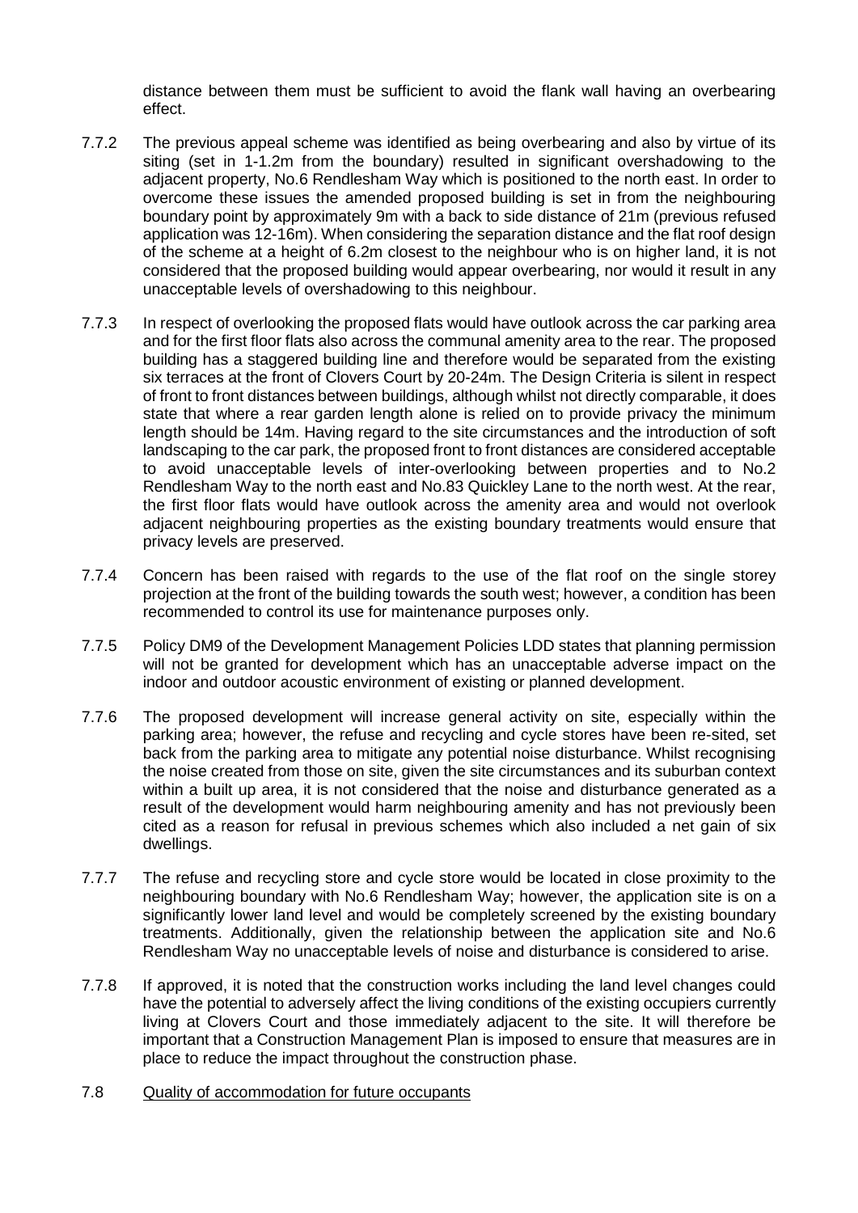distance between them must be sufficient to avoid the flank wall having an overbearing effect.

7.7.2 The previous appeal scheme was identified as being overbearing and also by virtue of its siting (set in 1-1.2m from the boundary) resulted in significant overshadowing to the adjacent property, No.6 Rendlesham Way which is positioned to the north east. In order to overcome these issues the amended proposed building is set in from the neighbouring boundary point by approximately 9m with a back to side distance of 21m (previous refused application was 12-16m). When considering the separation distance and the flat roof design of the scheme at a height of 6.2m closest to the neighbour who is on higher land, it is not considered that the proposed building would appear overbearing, nor would it result in any unacceptable levels of overshadowing to this neighbour.

7.7.3 In respect of overlooking the proposed flats would have outlook across the car parking area and for the first floor flats also across the communal amenity area to the rear. The proposed building has a staggered building line and therefore would be separated from the existing six terraces at the front of Clovers Court by 20-24m. The Design Criteria is silent in respect of front to front distances between buildings, although whilst not directly comparable, it does state that where a rear garden length alone is relied on to provide privacy the minimum length should be 14m. Having regard to the site circumstances and the introduction of soft landscaping to the car park, the proposed front to front distances are considered acceptable to avoid unacceptable levels of inter-overlooking between properties and to No.2 Rendlesham Way to the north east and No.83 Quickley Lane to the north west. At the rear, the first floor flats would have outlook across the amenity area and would not overlook adjacent neighbouring properties as the existing boundary treatments would ensure that privacy levels are preserved.

7.7.4 Concern has been raised with regards to the use of the flat roof on the single storey projection at the front of the building towards the south west; however, a condition has been recommended to control its use for maintenance purposes only.

7.7.5 Policy DM9 of the Development Management Policies LDD states that planning permission will not be granted for development which has an unacceptable adverse impact on the indoor and outdoor acoustic environment of existing or planned development.

7.7.6 The proposed development will increase general activity on site, especially within the parking area; however, the refuse and recycling and cycle stores have been re-sited, set back from the parking area to mitigate any potential noise disturbance. Whilst recognising the noise created from those on site, given the site circumstances and its suburban context within a built up area, it is not considered that the noise and disturbance generated as a result of the development would harm neighbouring amenity and has not previously been cited as a reason for refusal in previous schemes which also included a net gain of six dwellings.

7.7.7 The refuse and recycling store and cycle store would be located in close proximity to the neighbouring boundary with No.6 Rendlesham Way; however, the application site is on a significantly lower land level and would be completely screened by the existing boundary treatments. Additionally, given the relationship between the application site and No.6 Rendlesham Way no unacceptable levels of noise and disturbance is considered to arise.

7.7.8 If approved, it is noted that the construction works including the land level changes could have the potential to adversely affect the living conditions of the existing occupiers currently living at Clovers Court and those immediately adjacent to the site. It will therefore be important that a Construction Management Plan is imposed to ensure that measures are in place to reduce the impact throughout the construction phase.

## 7.8 Quality of accommodation for future occupants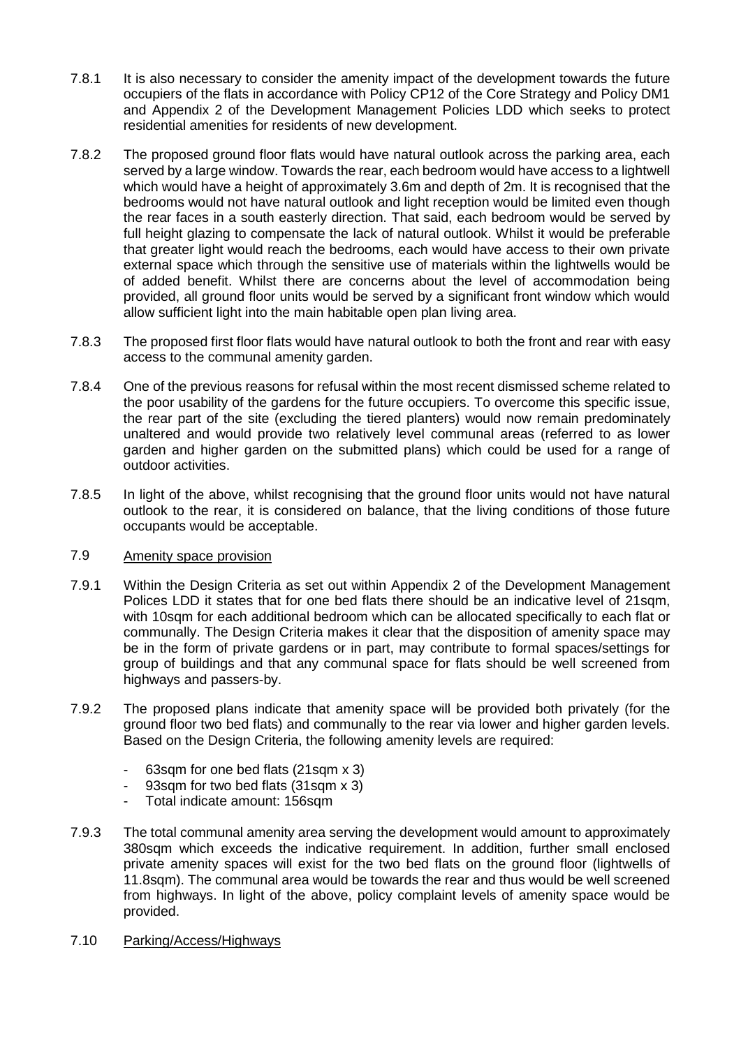7.8.1 It is also necessary to consider the amenity impact of the development towards the future occupiers of the flats in accordance with Policy CP12 of the Core Strategy and Policy DM1 and Appendix 2 of the Development Management Policies LDD which seeks to protect residential amenities for residents of new development.

7.8.2 The proposed ground floor flats would have natural outlook across the parking area, each served by a large window. Towards the rear, each bedroom would have access to a lightwell which would have a height of approximately 3.6m and depth of 2m. It is recognised that the bedrooms would not have natural outlook and light reception would be limited even though the rear faces in a south easterly direction. That said, each bedroom would be served by full height glazing to compensate the lack of natural outlook. Whilst it would be preferable that greater light would reach the bedrooms, each would have access to their own private external space which through the sensitive use of materials within the lightwells would be of added benefit. Whilst there are concerns about the level of accommodation being provided, all ground floor units would be served by a significant front window which would allow sufficient light into the main habitable open plan living area.

7.8.3 The proposed first floor flats would have natural outlook to both the front and rear with easy access to the communal amenity garden.

7.8.4 One of the previous reasons for refusal within the most recent dismissed scheme related to the poor usability of the gardens for the future occupiers. To overcome this specific issue, the rear part of the site (excluding the tiered planters) would now remain predominately unaltered and would provide two relatively level communal areas (referred to as lower garden and higher garden on the submitted plans) which could be used for a range of outdoor activities.

7.8.5 In light of the above, whilst recognising that the ground floor units would not have natural outlook to the rear, it is considered on balance, that the living conditions of those future occupants would be acceptable.

## 7.9 Amenity space provision

7.9.1 Within the Design Criteria as set out within Appendix 2 of the Development Management Polices LDD it states that for one bed flats there should be an indicative level of 21sqm, with 10sqm for each additional bedroom which can be allocated specifically to each flat or communally. The Design Criteria makes it clear that the disposition of amenity space may be in the form of private gardens or in part, may contribute to formal spaces/settings for group of buildings and that any communal space for flats should be well screened from highways and passers-by.

7.9.2 The proposed plans indicate that amenity space will be provided both privately (for the ground floor two bed flats) and communally to the rear via lower and higher garden levels. Based on the Design Criteria, the following amenity levels are required:

- 63sqm for one bed flats (21sqm x 3)
- 93sqm for two bed flats (31sqm x 3)
- Total indicate amount: 156sqm

7.9.3 The total communal amenity area serving the development would amount to approximately 380sqm which exceeds the indicative requirement. In addition, further small enclosed private amenity spaces will exist for the two bed flats on the ground floor (lightwells of 11.8sqm). The communal area would be towards the rear and thus would be well screened from highways. In light of the above, policy complaint levels of amenity space would be provided.

## 7.10 Parking/Access/Highways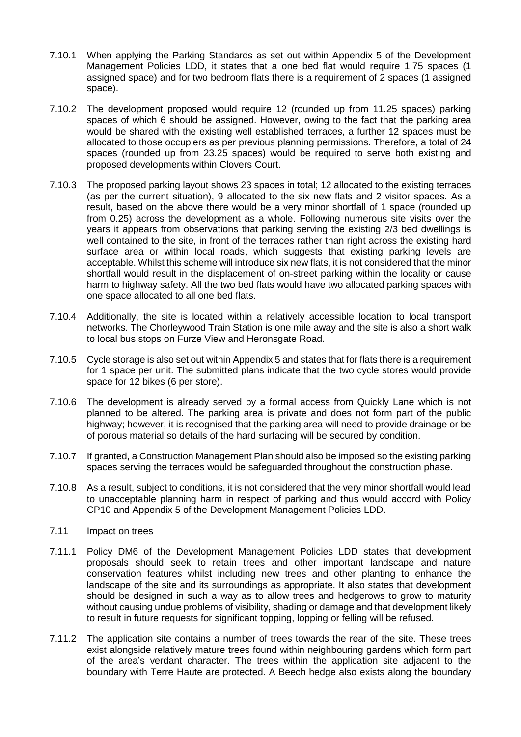7.10.1 When applying the Parking Standards as set out within Appendix 5 of the Development Management Policies LDD, it states that a one bed flat would require 1.75 spaces (1 assigned space) and for two bedroom flats there is a requirement of 2 spaces (1 assigned space).

7.10.2 The development proposed would require 12 (rounded up from 11.25 spaces) parking spaces of which 6 should be assigned. However, owing to the fact that the parking area would be shared with the existing well established terraces, a further 12 spaces must be allocated to those occupiers as per previous planning permissions. Therefore, a total of 24 spaces (rounded up from 23.25 spaces) would be required to serve both existing and proposed developments within Clovers Court.

7.10.3 The proposed parking layout shows 23 spaces in total; 12 allocated to the existing terraces (as per the current situation), 9 allocated to the six new flats and 2 visitor spaces. As a result, based on the above there would be a very minor shortfall of 1 space (rounded up from 0.25) across the development as a whole. Following numerous site visits over the years it appears from observations that parking serving the existing 2/3 bed dwellings is well contained to the site, in front of the terraces rather than right across the existing hard surface area or within local roads, which suggests that existing parking levels are acceptable. Whilst this scheme will introduce six new flats, it is not considered that the minor shortfall would result in the displacement of on-street parking within the locality or cause harm to highway safety. All the two bed flats would have two allocated parking spaces with one space allocated to all one bed flats.

7.10.4 Additionally, the site is located within a relatively accessible location to local transport networks. The Chorleywood Train Station is one mile away and the site is also a short walk to local bus stops on Furze View and Heronsgate Road.

7.10.5 Cycle storage is also set out within Appendix 5 and states that for flats there is a requirement for 1 space per unit. The submitted plans indicate that the two cycle stores would provide space for 12 bikes (6 per store).

7.10.6 The development is already served by a formal access from Quickly Lane which is not planned to be altered. The parking area is private and does not form part of the public highway; however, it is recognised that the parking area will need to provide drainage or be of porous material so details of the hard surfacing will be secured by condition.

7.10.7 If granted, a Construction Management Plan should also be imposed so the existing parking spaces serving the terraces would be safeguarded throughout the construction phase.

7.10.8 As a result, subject to conditions, it is not considered that the very minor shortfall would lead to unacceptable planning harm in respect of parking and thus would accord with Policy CP10 and Appendix 5 of the Development Management Policies LDD.

## 7.11 Impact on trees

7.11.1 Policy DM6 of the Development Management Policies LDD states that development proposals should seek to retain trees and other important landscape and nature conservation features whilst including new trees and other planting to enhance the landscape of the site and its surroundings as appropriate. It also states that development should be designed in such a way as to allow trees and hedgerows to grow to maturity without causing undue problems of visibility, shading or damage and that development likely to result in future requests for significant topping, lopping or felling will be refused.

7.11.2 The application site contains a number of trees towards the rear of the site. These trees exist alongside relatively mature trees found within neighbouring gardens which form part of the area's verdant character. The trees within the application site adjacent to the boundary with Terre Haute are protected. A Beech hedge also exists along the boundary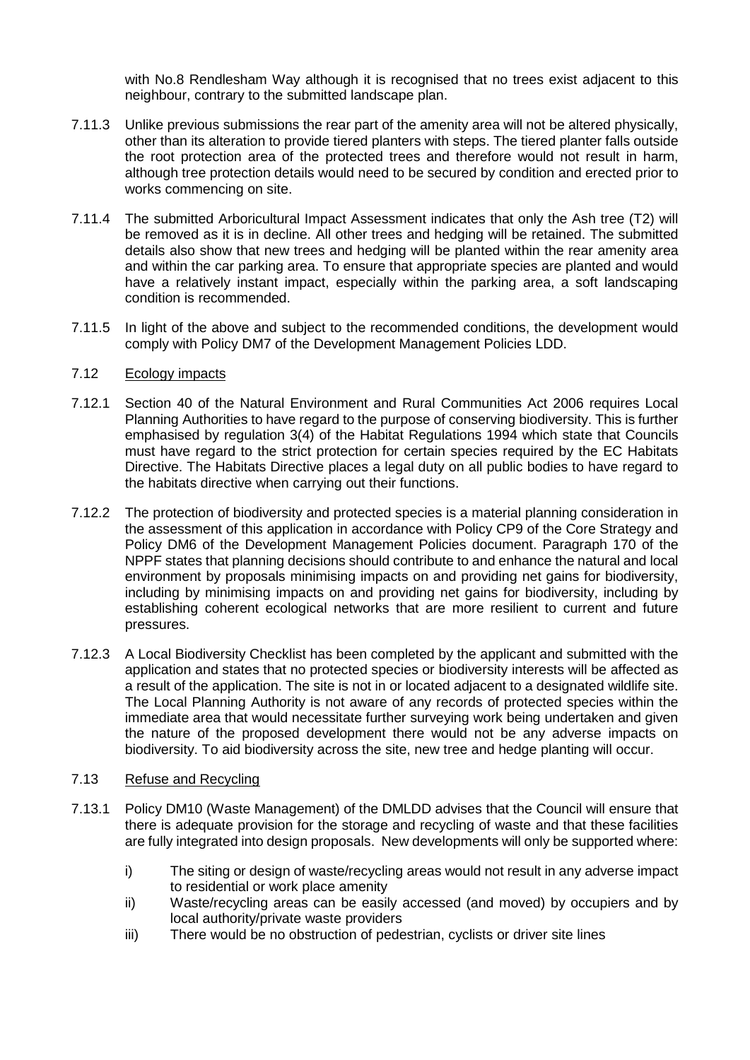with No.8 Rendlesham Way although it is recognised that no trees exist adjacent to this neighbour, contrary to the submitted landscape plan.

7.11.3 Unlike previous submissions the rear part of the amenity area will not be altered physically, other than its alteration to provide tiered planters with steps. The tiered planter falls outside the root protection area of the protected trees and therefore would not result in harm, although tree protection details would need to be secured by condition and erected prior to works commencing on site.

7.11.4 The submitted Arboricultural Impact Assessment indicates that only the Ash tree (T2) will be removed as it is in decline. All other trees and hedging will be retained. The submitted details also show that new trees and hedging will be planted within the rear amenity area and within the car parking area. To ensure that appropriate species are planted and would have a relatively instant impact, especially within the parking area, a soft landscaping condition is recommended.

7.11.5 In light of the above and subject to the recommended conditions, the development would comply with Policy DM7 of the Development Management Policies LDD.

7.12 <u>Ecology impacts</u>

7.12.1 Section 40 of the Natural Environment and Rural Communities Act 2006 requires Local Planning Authorities to have regard to the purpose of conserving biodiversity. This is further emphasised by regulation 3(4) of the Habitat Regulations 1994 which state that Councils must have regard to the strict protection for certain species required by the EC Habitats Directive. The Habitats Directive places a legal duty on all public bodies to have regard to the habitats directive when carrying out their functions.

7.12.2 The protection of biodiversity and protected species is a material planning consideration in the assessment of this application in accordance with Policy CP9 of the Core Strategy and Policy DM6 of the Development Management Policies document. Paragraph 170 of the NPPF states that planning decisions should contribute to and enhance the natural and local environment by proposals minimising impacts on and providing net gains for biodiversity, including by minimising impacts on and providing net gains for biodiversity, including by establishing coherent ecological networks that are more resilient to current and future pressures.

7.12.3 A Local Biodiversity Checklist has been completed by the applicant and submitted with the application and states that no protected species or biodiversity interests will be affected as a result of the application. The site is not in or located adjacent to a designated wildlife site. The Local Planning Authority is not aware of any records of protected species within the immediate area that would necessitate further surveying work being undertaken and given the nature of the proposed development there would not be any adverse impacts on biodiversity. To aid biodiversity across the site, new tree and hedge planting will occur.

7.13 <u>Refuse and Recycling</u>

7.13.1 Policy DM10 (Waste Management) of the DMLDD advises that the Council will ensure that there is adequate provision for the storage and recycling of waste and that these facilities are fully integrated into design proposals. New developments will only be supported where:

i) The siting or design of waste/recycling areas would not result in any adverse impact to residential or work place amenity
ii) Waste/recycling areas can be easily accessed (and moved) by occupiers and by local authority/private waste providers
iii) There would be no obstruction of pedestrian, cyclists or driver site lines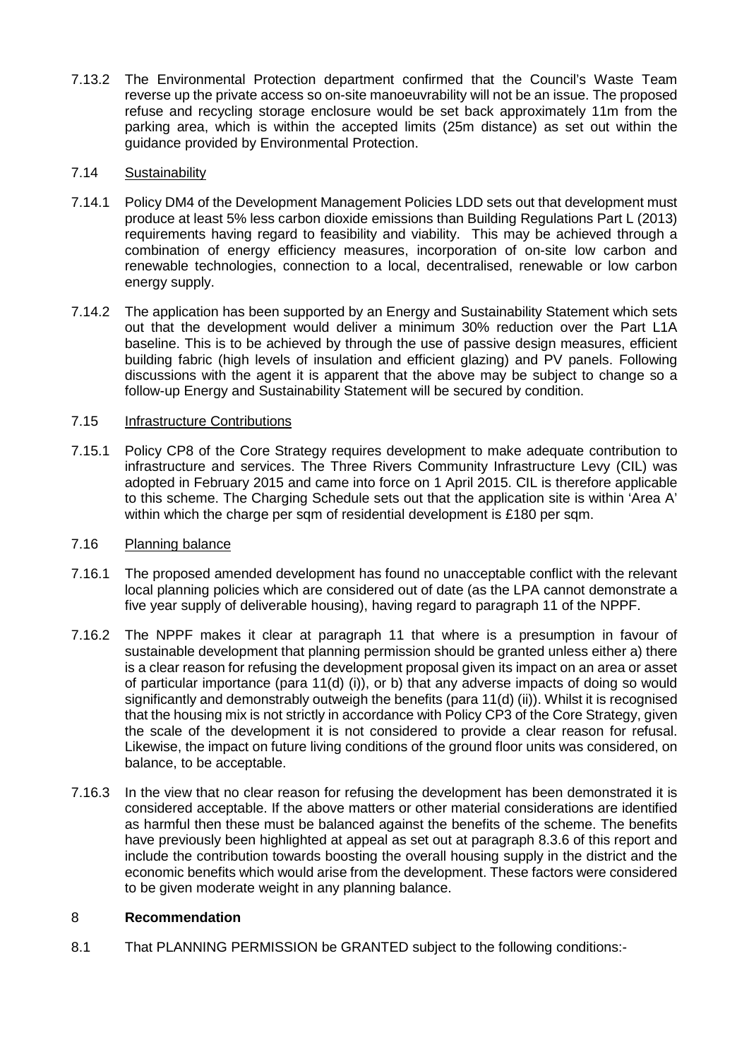7.13.2 The Environmental Protection department confirmed that the Council's Waste Team reverse up the private access so on-site manoeuvrability will not be an issue. The proposed refuse and recycling storage enclosure would be set back approximately 11m from the parking area, which is within the accepted limits (25m distance) as set out within the guidance provided by Environmental Protection.

7.14 Sustainability

7.14.1 Policy DM4 of the Development Management Policies LDD sets out that development must produce at least 5% less carbon dioxide emissions than Building Regulations Part L (2013) requirements having regard to feasibility and viability. This may be achieved through a combination of energy efficiency measures, incorporation of on-site low carbon and renewable technologies, connection to a local, decentralised, renewable or low carbon energy supply.

7.14.2 The application has been supported by an Energy and Sustainability Statement which sets out that the development would deliver a minimum 30% reduction over the Part L1A baseline. This is to be achieved by through the use of passive design measures, efficient building fabric (high levels of insulation and efficient glazing) and PV panels. Following discussions with the agent it is apparent that the above may be subject to change so a follow-up Energy and Sustainability Statement will be secured by condition.

7.15 Infrastructure Contributions

7.15.1 Policy CP8 of the Core Strategy requires development to make adequate contribution to infrastructure and services. The Three Rivers Community Infrastructure Levy (CIL) was adopted in February 2015 and came into force on 1 April 2015. CIL is therefore applicable to this scheme. The Charging Schedule sets out that the application site is within 'Area A' within which the charge per sqm of residential development is £180 per sqm.

7.16 Planning balance

7.16.1 The proposed amended development has found no unacceptable conflict with the relevant local planning policies which are considered out of date (as the LPA cannot demonstrate a five year supply of deliverable housing), having regard to paragraph 11 of the NPPF.

7.16.2 The NPPF makes it clear at paragraph 11 that where is a presumption in favour of sustainable development that planning permission should be granted unless either a) there is a clear reason for refusing the development proposal given its impact on an area or asset of particular importance (para 11(d) (i)), or b) that any adverse impacts of doing so would significantly and demonstrably outweigh the benefits (para 11(d) (ii)). Whilst it is recognised that the housing mix is not strictly in accordance with Policy CP3 of the Core Strategy, given the scale of the development it is not considered to provide a clear reason for refusal. Likewise, the impact on future living conditions of the ground floor units was considered, on balance, to be acceptable.

7.16.3 In the view that no clear reason for refusing the development has been demonstrated it is considered acceptable. If the above matters or other material considerations are identified as harmful then these must be balanced against the benefits of the scheme. The benefits have previously been highlighted at appeal as set out at paragraph 8.3.6 of this report and include the contribution towards boosting the overall housing supply in the district and the economic benefits which would arise from the development. These factors were considered to be given moderate weight in any planning balance.

## 8 Recommendation

8.1 That PLANNING PERMISSION be GRANTED subject to the following conditions:-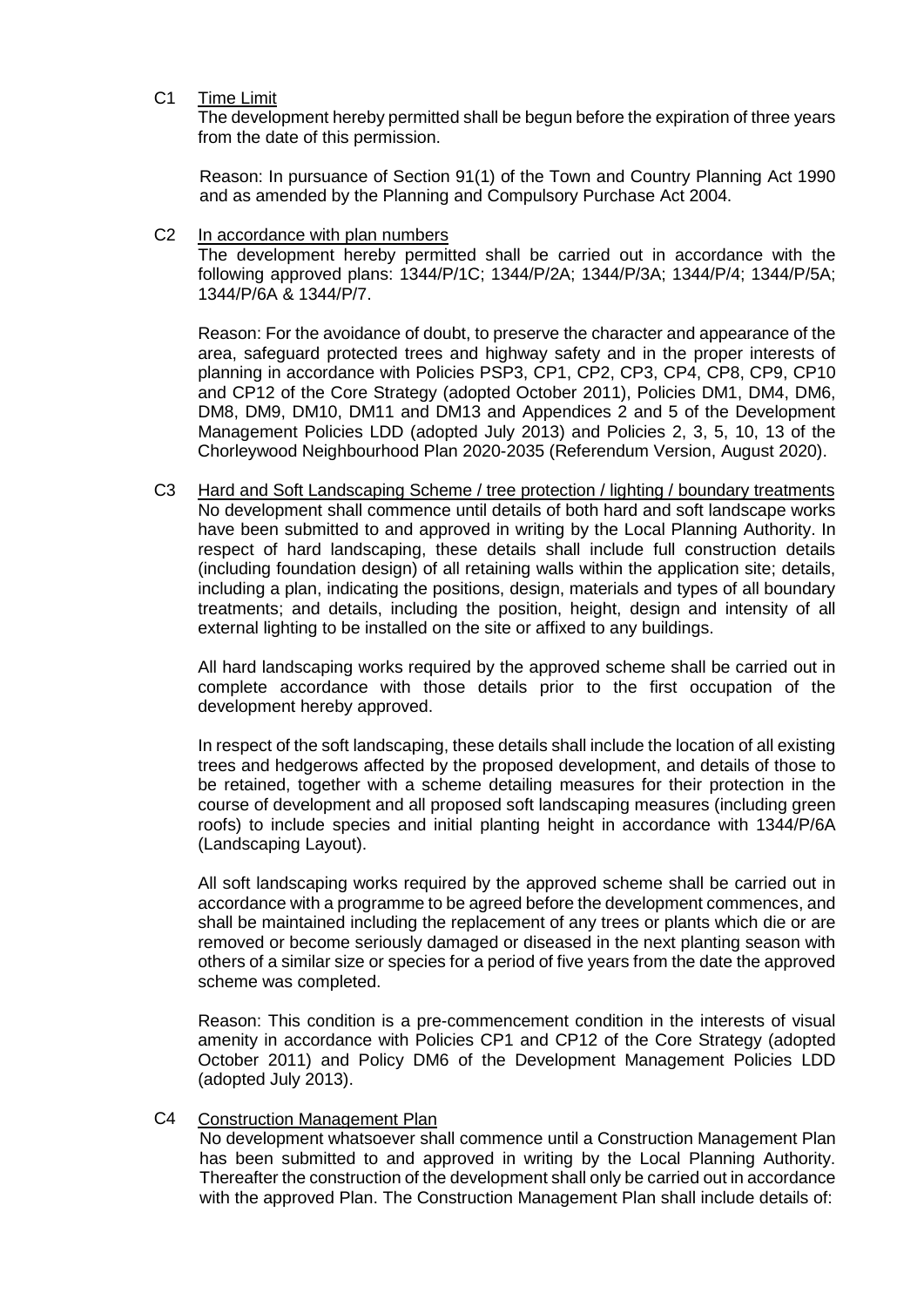C1 Time Limit

The development hereby permitted shall be begun before the expiration of three years from the date of this permission.

Reason: In pursuance of Section 91(1) of the Town and Country Planning Act 1990 and as amended by the Planning and Compulsory Purchase Act 2004.

C2 In accordance with plan numbers

The development hereby permitted shall be carried out in accordance with the following approved plans: 1344/P/1C; 1344/P/2A; 1344/P/3A; 1344/P/4; 1344/P/5A; 1344/P/6A & 1344/P/7.

Reason: For the avoidance of doubt, to preserve the character and appearance of the area, safeguard protected trees and highway safety and in the proper interests of planning in accordance with Policies PSP3, CP1, CP2, CP3, CP4, CP8, CP9, CP10 and CP12 of the Core Strategy (adopted October 2011), Policies DM1, DM4, DM6, DM8, DM9, DM10, DM11 and DM13 and Appendices 2 and 5 of the Development Management Policies LDD (adopted July 2013) and Policies 2, 3, 5, 10, 13 of the Chorleywood Neighbourhood Plan 2020-2035 (Referendum Version, August 2020).

C3 Hard and Soft Landscaping Scheme / tree protection / lighting / boundary treatments

No development shall commence until details of both hard and soft landscape works have been submitted to and approved in writing by the Local Planning Authority. In respect of hard landscaping, these details shall include full construction details (including foundation design) of all retaining walls within the application site; details, including a plan, indicating the positions, design, materials and types of all boundary treatments; and details, including the position, height, design and intensity of all external lighting to be installed on the site or affixed to any buildings.

All hard landscaping works required by the approved scheme shall be carried out in complete accordance with those details prior to the first occupation of the development hereby approved.

In respect of the soft landscaping, these details shall include the location of all existing trees and hedgerows affected by the proposed development, and details of those to be retained, together with a scheme detailing measures for their protection in the course of development and all proposed soft landscaping measures (including green roofs) to include species and initial planting height in accordance with 1344/P/6A (Landscaping Layout).

All soft landscaping works required by the approved scheme shall be carried out in accordance with a programme to be agreed before the development commences, and shall be maintained including the replacement of any trees or plants which die or are removed or become seriously damaged or diseased in the next planting season with others of a similar size or species for a period of five years from the date the approved scheme was completed.

Reason: This condition is a pre-commencement condition in the interests of visual amenity in accordance with Policies CP1 and CP12 of the Core Strategy (adopted October 2011) and Policy DM6 of the Development Management Policies LDD (adopted July 2013).

C4 Construction Management Plan

No development whatsoever shall commence until a Construction Management Plan has been submitted to and approved in writing by the Local Planning Authority. Thereafter the construction of the development shall only be carried out in accordance with the approved Plan. The Construction Management Plan shall include details of: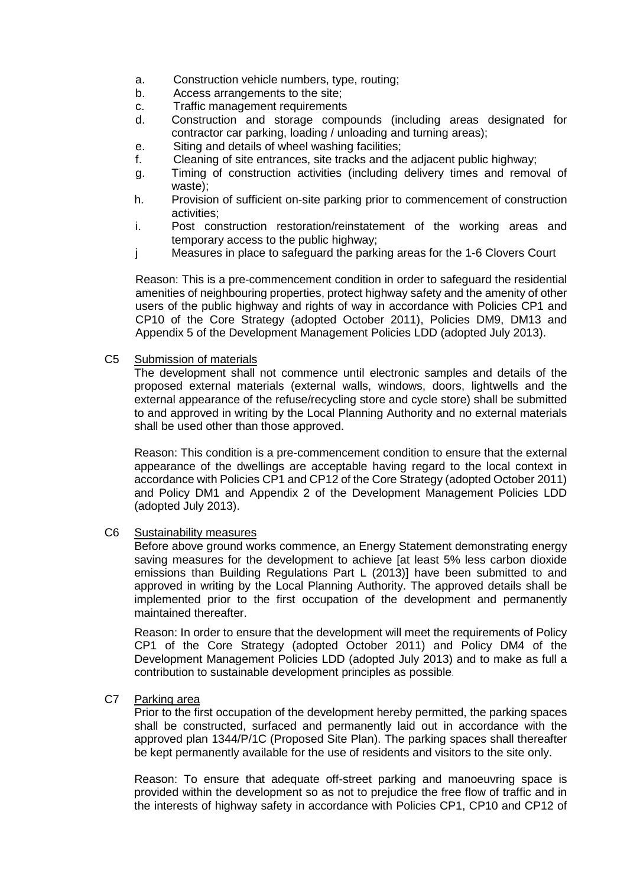a. Construction vehicle numbers, type, routing;
b. Access arrangements to the site;
c. Traffic management requirements
d. Construction and storage compounds (including areas designated for contractor car parking, loading / unloading and turning areas);
e. Siting and details of wheel washing facilities;
f. Cleaning of site entrances, site tracks and the adjacent public highway;
g. Timing of construction activities (including delivery times and removal of waste);
h. Provision of sufficient on-site parking prior to commencement of construction activities;
i. Post construction restoration/reinstatement of the working areas and temporary access to the public highway;
j Measures in place to safeguard the parking areas for the 1-6 Clovers Court

Reason: This is a pre-commencement condition in order to safeguard the residential amenities of neighbouring properties, protect highway safety and the amenity of other users of the public highway and rights of way in accordance with Policies CP1 and CP10 of the Core Strategy (adopted October 2011), Policies DM9, DM13 and Appendix 5 of the Development Management Policies LDD (adopted July 2013).

C5 Submission of materials

The development shall not commence until electronic samples and details of the proposed external materials (external walls, windows, doors, lightwells and the external appearance of the refuse/recycling store and cycle store) shall be submitted to and approved in writing by the Local Planning Authority and no external materials shall be used other than those approved.

Reason: This condition is a pre-commencement condition to ensure that the external appearance of the dwellings are acceptable having regard to the local context in accordance with Policies CP1 and CP12 of the Core Strategy (adopted October 2011) and Policy DM1 and Appendix 2 of the Development Management Policies LDD (adopted July 2013).

C6 Sustainability measures

Before above ground works commence, an Energy Statement demonstrating energy saving measures for the development to achieve [at least 5% less carbon dioxide emissions than Building Regulations Part L (2013)] have been submitted to and approved in writing by the Local Planning Authority. The approved details shall be implemented prior to the first occupation of the development and permanently maintained thereafter.

Reason: In order to ensure that the development will meet the requirements of Policy CP1 of the Core Strategy (adopted October 2011) and Policy DM4 of the Development Management Policies LDD (adopted July 2013) and to make as full a contribution to sustainable development principles as possible.

C7 Parking area

Prior to the first occupation of the development hereby permitted, the parking spaces shall be constructed, surfaced and permanently laid out in accordance with the approved plan 1344/P/1C (Proposed Site Plan). The parking spaces shall thereafter be kept permanently available for the use of residents and visitors to the site only.

Reason: To ensure that adequate off-street parking and manoeuvring space is provided within the development so as not to prejudice the free flow of traffic and in the interests of highway safety in accordance with Policies CP1, CP10 and CP12 of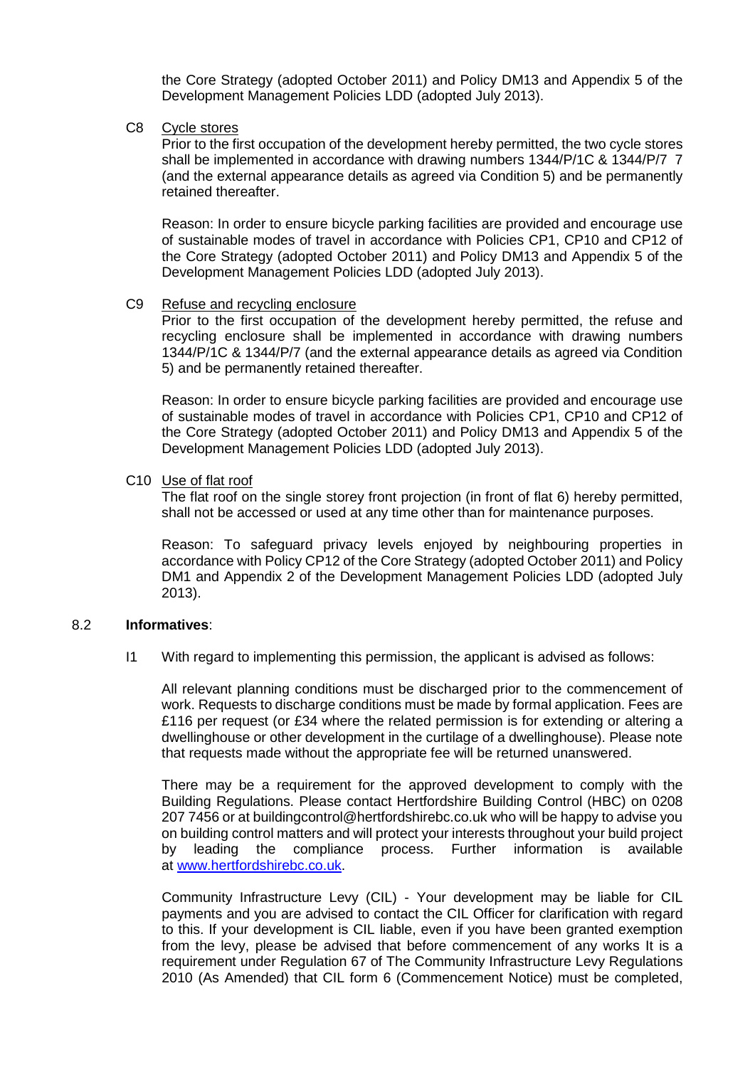the Core Strategy (adopted October 2011) and Policy DM13 and Appendix 5 of the Development Management Policies LDD (adopted July 2013).

C8 Cycle stores

Prior to the first occupation of the development hereby permitted, the two cycle stores shall be implemented in accordance with drawing numbers 1344/P/1C & 1344/P/7 7 (and the external appearance details as agreed via Condition 5) and be permanently retained thereafter.

Reason: In order to ensure bicycle parking facilities are provided and encourage use of sustainable modes of travel in accordance with Policies CP1, CP10 and CP12 of the Core Strategy (adopted October 2011) and Policy DM13 and Appendix 5 of the Development Management Policies LDD (adopted July 2013).

C9 Refuse and recycling enclosure

Prior to the first occupation of the development hereby permitted, the refuse and recycling enclosure shall be implemented in accordance with drawing numbers 1344/P/1C & 1344/P/7 (and the external appearance details as agreed via Condition 5) and be permanently retained thereafter.

Reason: In order to ensure bicycle parking facilities are provided and encourage use of sustainable modes of travel in accordance with Policies CP1, CP10 and CP12 of the Core Strategy (adopted October 2011) and Policy DM13 and Appendix 5 of the Development Management Policies LDD (adopted July 2013).

C10 Use of flat roof

The flat roof on the single storey front projection (in front of flat 6) hereby permitted, shall not be accessed or used at any time other than for maintenance purposes.

Reason: To safeguard privacy levels enjoyed by neighbouring properties in accordance with Policy CP12 of the Core Strategy (adopted October 2011) and Policy DM1 and Appendix 2 of the Development Management Policies LDD (adopted July 2013).

8.2 **Informatives**:

I1 With regard to implementing this permission, the applicant is advised as follows:

All relevant planning conditions must be discharged prior to the commencement of work. Requests to discharge conditions must be made by formal application. Fees are £116 per request (or £34 where the related permission is for extending or altering a dwellinghouse or other development in the curtilage of a dwellinghouse). Please note that requests made without the appropriate fee will be returned unanswered.

There may be a requirement for the approved development to comply with the Building Regulations. Please contact Hertfordshire Building Control (HBC) on 0208 207 7456 or at buildingcontrol@hertfordshirebc.co.uk who will be happy to advise you on building control matters and will protect your interests throughout your build project by leading the compliance process. Further information is available at www.hertfordshirebc.co.uk.

Community Infrastructure Levy (CIL) - Your development may be liable for CIL payments and you are advised to contact the CIL Officer for clarification with regard to this. If your development is CIL liable, even if you have been granted exemption from the levy, please be advised that before commencement of any works It is a requirement under Regulation 67 of The Community Infrastructure Levy Regulations 2010 (As Amended) that CIL form 6 (Commencement Notice) must be completed,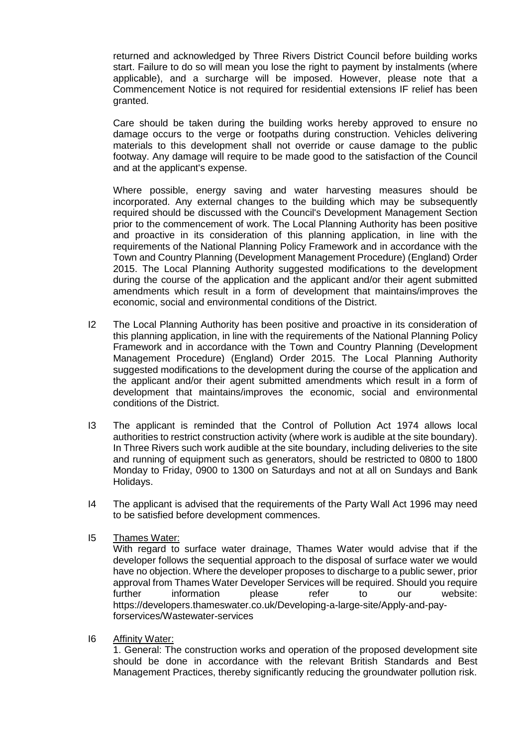returned and acknowledged by Three Rivers District Council before building works start. Failure to do so will mean you lose the right to payment by instalments (where applicable), and a surcharge will be imposed. However, please note that a Commencement Notice is not required for residential extensions IF relief has been granted.

Care should be taken during the building works hereby approved to ensure no damage occurs to the verge or footpaths during construction. Vehicles delivering materials to this development shall not override or cause damage to the public footway. Any damage will require to be made good to the satisfaction of the Council and at the applicant's expense.

Where possible, energy saving and water harvesting measures should be incorporated. Any external changes to the building which may be subsequently required should be discussed with the Council's Development Management Section prior to the commencement of work. The Local Planning Authority has been positive and proactive in its consideration of this planning application, in line with the requirements of the National Planning Policy Framework and in accordance with the Town and Country Planning (Development Management Procedure) (England) Order 2015. The Local Planning Authority suggested modifications to the development during the course of the application and the applicant and/or their agent submitted amendments which result in a form of development that maintains/improves the economic, social and environmental conditions of the District.

I2 The Local Planning Authority has been positive and proactive in its consideration of this planning application, in line with the requirements of the National Planning Policy Framework and in accordance with the Town and Country Planning (Development Management Procedure) (England) Order 2015. The Local Planning Authority suggested modifications to the development during the course of the application and the applicant and/or their agent submitted amendments which result in a form of development that maintains/improves the economic, social and environmental conditions of the District.

I3 The applicant is reminded that the Control of Pollution Act 1974 allows local authorities to restrict construction activity (where work is audible at the site boundary). In Three Rivers such work audible at the site boundary, including deliveries to the site and running of equipment such as generators, should be restricted to 0800 to 1800 Monday to Friday, 0900 to 1300 on Saturdays and not at all on Sundays and Bank Holidays.

I4 The applicant is advised that the requirements of the Party Wall Act 1996 may need to be satisfied before development commences.

I5 <u>Thames Water:</u>

With regard to surface water drainage, Thames Water would advise that if the developer follows the sequential approach to the disposal of surface water we would have no objection. Where the developer proposes to discharge to a public sewer, prior approval from Thames Water Developer Services will be required. Should you require further information please refer to our website: https://developers.thameswater.co.uk/Developing-a-large-site/Apply-and-pay-forservices/Wastewater-services

I6 <u>Affinity Water:</u>

1. General: The construction works and operation of the proposed development site should be done in accordance with the relevant British Standards and Best Management Practices, thereby significantly reducing the groundwater pollution risk.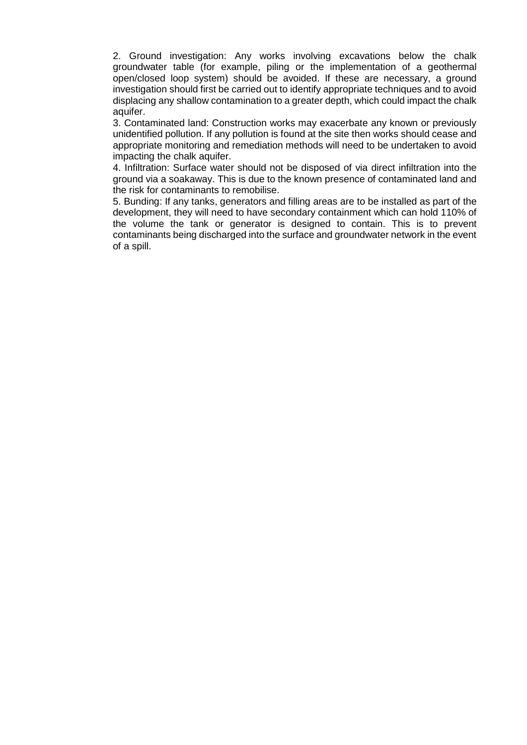2. Ground investigation: Any works involving excavations below the chalk groundwater table (for example, piling or the implementation of a geothermal open/closed loop system) should be avoided. If these are necessary, a ground investigation should first be carried out to identify appropriate techniques and to avoid displacing any shallow contamination to a greater depth, which could impact the chalk aquifer.

3. Contaminated land: Construction works may exacerbate any known or previously unidentified pollution. If any pollution is found at the site then works should cease and appropriate monitoring and remediation methods will need to be undertaken to avoid impacting the chalk aquifer.

4. Infiltration: Surface water should not be disposed of via direct infiltration into the ground via a soakaway. This is due to the known presence of contaminated land and the risk for contaminants to remobilise.

5. Bunding: If any tanks, generators and filling areas are to be installed as part of the development, they will need to have secondary containment which can hold 110% of the volume the tank or generator is designed to contain. This is to prevent contaminants being discharged into the surface and groundwater network in the event of a spill.